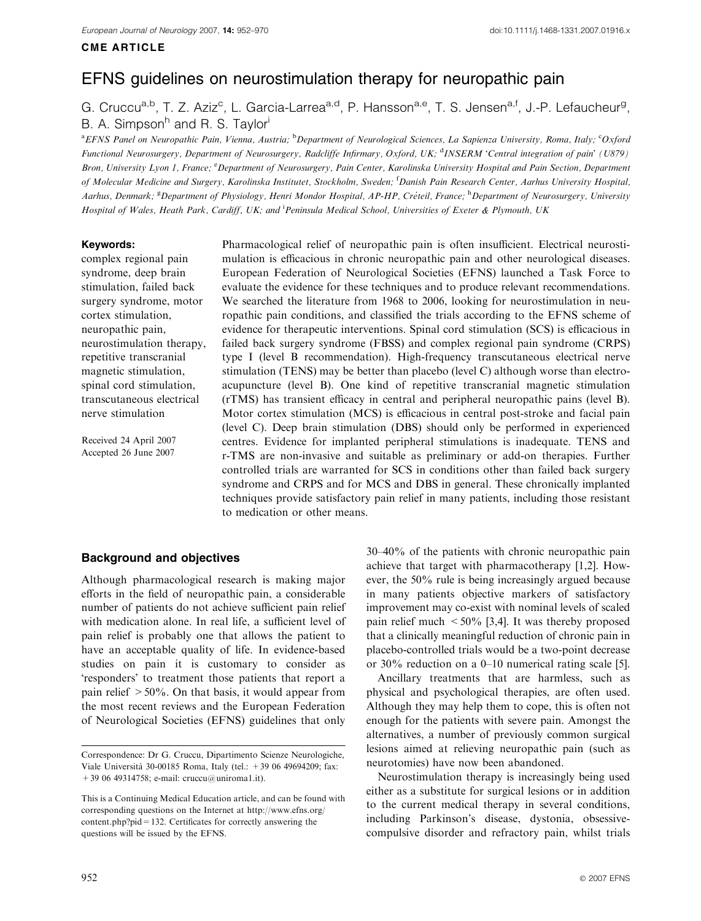**CME ARTICLE**

# EFNS guidelines on neurostimulation therapy for neuropathic pain

G. Cruccu[a,b], T. Z. Aziz[c], L. Garcia-Larrea[a,d], P. Hansson[a,e], T. S. Jensen[a,f], J.-P. Lefaucheur[g], B. A. Simpson[h] and R. S. Taylor[i]

[a]*EFNS Panel on Neuropathic Pain, Vienna, Austria;* [b]*Department of Neurological Sciences, La Sapienza University, Roma, Italy;* [c]*Oxford Functional Neurosurgery, Department of Neurosurgery, Radcliffe Infirmary, Oxford, UK;* [d]*INSERM 'Central integration of pain' (U879) Bron, University Lyon 1, France;* [e]*Department of Neurosurgery, Pain Center, Karolinska University Hospital and Pain Section, Department of Molecular Medicine and Surgery, Karolinska Institutet, Stockholm, Sweden;* [f]*Danish Pain Research Center, Aarhus University Hospital, Aarhus, Denmark;* [g]*Department of Physiology, Henri Mondor Hospital, AP-HP, Créteil, France;* [h]*Department of Neurosurgery, University Hospital of Wales, Heath Park, Cardiff, UK; and* [i]*Peninsula Medical School, Universities of Exeter & Plymouth, UK*

**Keywords:**
complex regional pain syndrome, deep brain stimulation, failed back surgery syndrome, motor cortex stimulation, neuropathic pain, neurostimulation therapy, repetitive transcranial magnetic stimulation, spinal cord stimulation, transcutaneous electrical nerve stimulation

Received 24 April 2007
Accepted 26 June 2007

Pharmacological relief of neuropathic pain is often insufficient. Electrical neurostimulation is efficacious in chronic neuropathic pain and other neurological diseases. European Federation of Neurological Societies (EFNS) launched a Task Force to evaluate the evidence for these techniques and to produce relevant recommendations. We searched the literature from 1968 to 2006, looking for neurostimulation in neuropathic pain conditions, and classified the trials according to the EFNS scheme of evidence for therapeutic interventions. Spinal cord stimulation (SCS) is efficacious in failed back surgery syndrome (FBSS) and complex regional pain syndrome (CRPS) type I (level B recommendation). High-frequency transcutaneous electrical nerve stimulation (TENS) may be better than placebo (level C) although worse than electro-acupuncture (level B). One kind of repetitive transcranial magnetic stimulation (rTMS) has transient efficacy in central and peripheral neuropathic pains (level B). Motor cortex stimulation (MCS) is efficacious in central post-stroke and facial pain (level C). Deep brain stimulation (DBS) should only be performed in experienced centres. Evidence for implanted peripheral stimulations is inadequate. TENS and r-TMS are non-invasive and suitable as preliminary or add-on therapies. Further controlled trials are warranted for SCS in conditions other than failed back surgery syndrome and CRPS and for MCS and DBS in general. These chronically implanted techniques provide satisfactory pain relief in many patients, including those resistant to medication or other means.

## Background and objectives

Although pharmacological research is making major efforts in the field of neuropathic pain, a considerable number of patients do not achieve sufficient pain relief with medication alone. In real life, a sufficient level of pain relief is probably one that allows the patient to have an acceptable quality of life. In evidence-based studies on pain it is customary to consider as 'responders' to treatment those patients that report a pain relief > 50%. On that basis, it would appear from the most recent reviews and the European Federation of Neurological Societies (EFNS) guidelines that only 30–40% of the patients with chronic neuropathic pain achieve that target with pharmacotherapy [1,2]. However, the 50% rule is being increasingly argued because in many patients objective markers of satisfactory improvement may co-exist with nominal levels of scaled pain relief much < 50% [3,4]. It was thereby proposed that a clinically meaningful reduction of chronic pain in placebo-controlled trials would be a two-point decrease or 30% reduction on a 0–10 numerical rating scale [5].

Ancillary treatments that are harmless, such as physical and psychological therapies, are often used. Although they may help them to cope, this is often not enough for the patients with severe pain. Amongst the alternatives, a number of previously common surgical lesions aimed at relieving neuropathic pain (such as neurotomies) have now been abandoned.

Neurostimulation therapy is increasingly being used either as a substitute for surgical lesions or in addition to the current medical therapy in several conditions, including Parkinson's disease, dystonia, obsessive-compulsive disorder and refractory pain, whilst trials

Correspondence: Dr G. Cruccu, Dipartimento Scienze Neurologiche, Viale Università 30-00185 Roma, Italy (tel.: +39 06 49694209; fax: +39 06 49314758; e-mail: cruccu@uniroma1.it).

This is a Continuing Medical Education article, and can be found with corresponding questions on the Internet at http://www.efns.org/content.php?pid=132. Certificates for correctly answering the questions will be issued by the EFNS.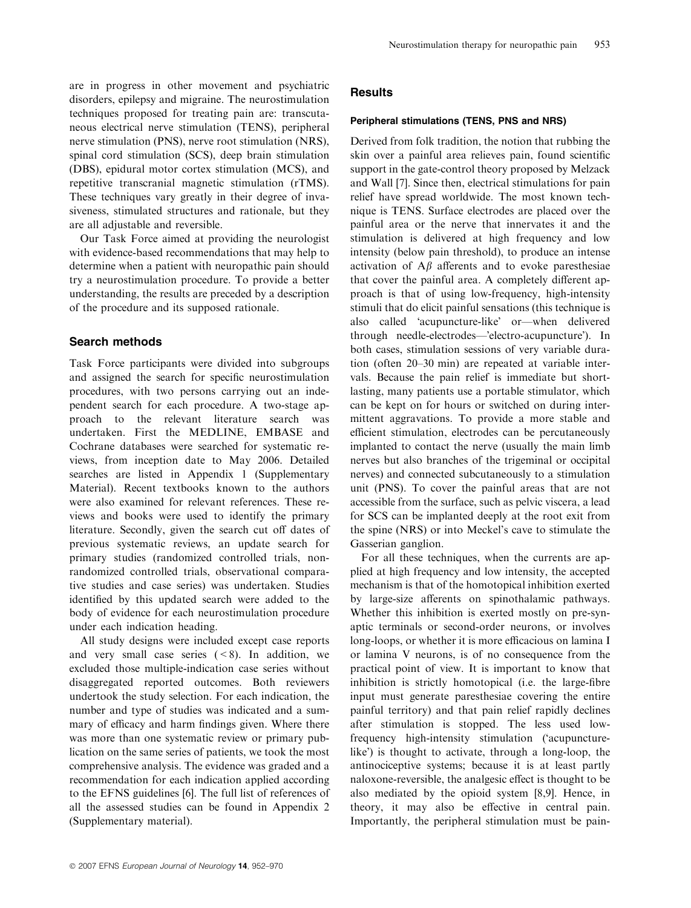are in progress in other movement and psychiatric disorders, epilepsy and migraine. The neurostimulation techniques proposed for treating pain are: transcutaneous electrical nerve stimulation (TENS), peripheral nerve stimulation (PNS), nerve root stimulation (NRS), spinal cord stimulation (SCS), deep brain stimulation (DBS), epidural motor cortex stimulation (MCS), and repetitive transcranial magnetic stimulation (rTMS). These techniques vary greatly in their degree of invasiveness, stimulated structures and rationale, but they are all adjustable and reversible.

Our Task Force aimed at providing the neurologist with evidence-based recommendations that may help to determine when a patient with neuropathic pain should try a neurostimulation procedure. To provide a better understanding, the results are preceded by a description of the procedure and its supposed rationale.

## Search methods

Task Force participants were divided into subgroups and assigned the search for specific neurostimulation procedures, with two persons carrying out an independent search for each procedure. A two-stage approach to the relevant literature search was undertaken. First the MEDLINE, EMBASE and Cochrane databases were searched for systematic reviews, from inception date to May 2006. Detailed searches are listed in Appendix 1 (Supplementary Material). Recent textbooks known to the authors were also examined for relevant references. These reviews and books were used to identify the primary literature. Secondly, given the search cut off dates of previous systematic reviews, an update search for primary studies (randomized controlled trials, non-randomized controlled trials, observational comparative studies and case series) was undertaken. Studies identified by this updated search were added to the body of evidence for each neurostimulation procedure under each indication heading.

All study designs were included except case reports and very small case series (< 8). In addition, we excluded those multiple-indication case series without disaggregated reported outcomes. Both reviewers undertook the study selection. For each indication, the number and type of studies was indicated and a summary of efficacy and harm findings given. Where there was more than one systematic review or primary publication on the same series of patients, we took the most comprehensive analysis. The evidence was graded and a recommendation for each indication applied according to the EFNS guidelines [6]. The full list of references of all the assessed studies can be found in Appendix 2 (Supplementary material).

## Results

### Peripheral stimulations (TENS, PNS and NRS)

Derived from folk tradition, the notion that rubbing the skin over a painful area relieves pain, found scientific support in the gate-control theory proposed by Melzack and Wall [7]. Since then, electrical stimulations for pain relief have spread worldwide. The most known technique is TENS. Surface electrodes are placed over the painful area or the nerve that innervates it and the stimulation is delivered at high frequency and low intensity (below pain threshold), to produce an intense activation of A$\beta$ afferents and to evoke paresthesiae that cover the painful area. A completely different approach is that of using low-frequency, high-intensity stimuli that do elicit painful sensations (this technique is also called 'acupuncture-like' or—when delivered through needle-electrodes—'electro-acupuncture'). In both cases, stimulation sessions of very variable duration (often 20–30 min) are repeated at variable intervals. Because the pain relief is immediate but short-lasting, many patients use a portable stimulator, which can be kept on for hours or switched on during intermittent aggravations. To provide a more stable and efficient stimulation, electrodes can be percutaneously implanted to contact the nerve (usually the main limb nerves but also branches of the trigeminal or occipital nerves) and connected subcutaneously to a stimulation unit (PNS). To cover the painful areas that are not accessible from the surface, such as pelvic viscera, a lead for SCS can be implanted deeply at the root exit from the spine (NRS) or into Meckel's cave to stimulate the Gasserian ganglion.

For all these techniques, when the currents are applied at high frequency and low intensity, the accepted mechanism is that of the homotopical inhibition exerted by large-size afferents on spinothalamic pathways. Whether this inhibition is exerted mostly on pre-synaptic terminals or second-order neurons, or involves long-loops, or whether it is more efficacious on lamina I or lamina V neurons, is of no consequence from the practical point of view. It is important to know that inhibition is strictly homotopical (i.e. the large-fibre input must generate paresthesiae covering the entire painful territory) and that pain relief rapidly declines after stimulation is stopped. The less used low-frequency high-intensity stimulation ('acupuncture-like') is thought to activate, through a long-loop, the antinociceptive systems; because it is at least partly naloxone-reversible, the analgesic effect is thought to be also mediated by the opioid system [8,9]. Hence, in theory, it may also be effective in central pain. Importantly, the peripheral stimulation must be pain-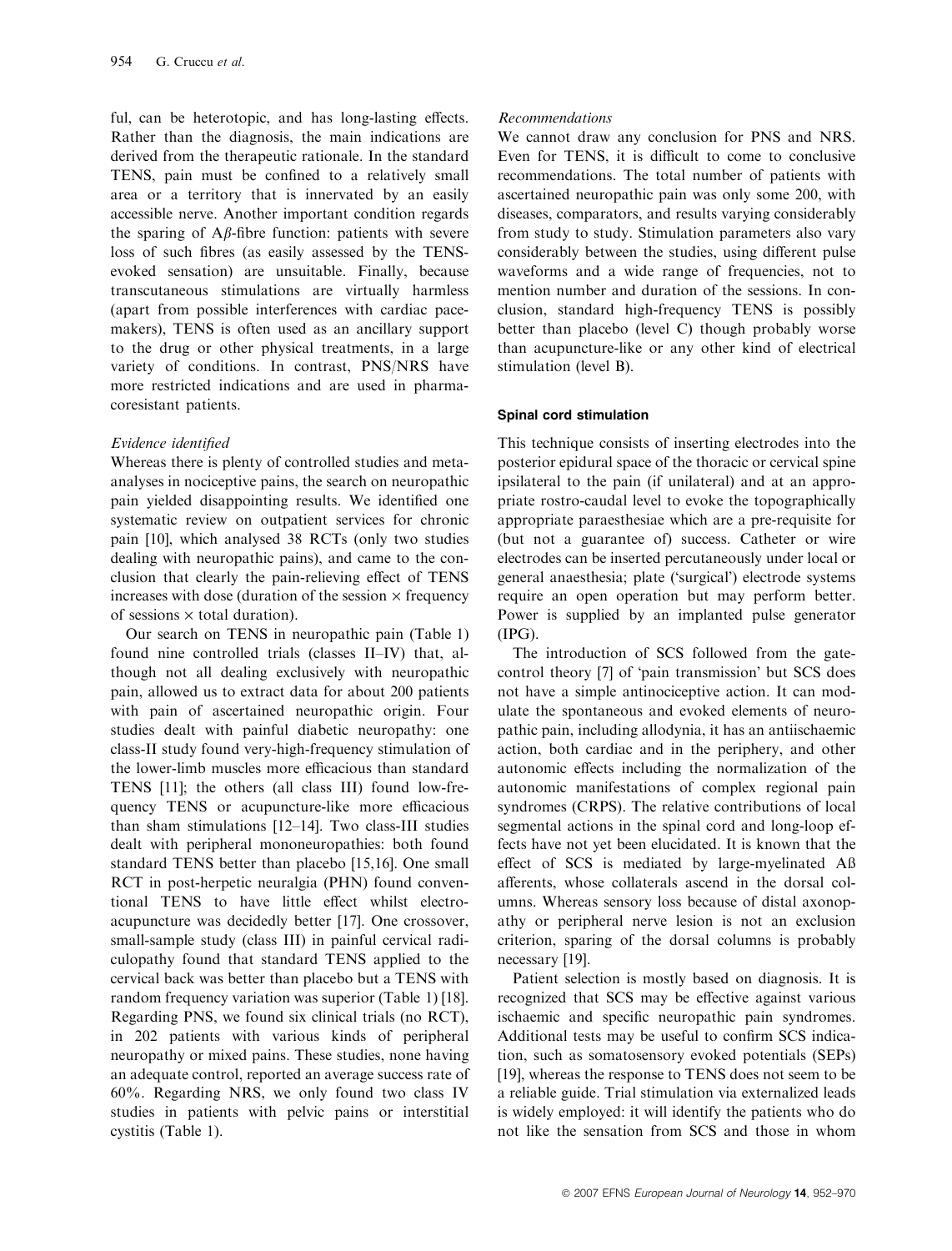ful, can be heterotopic, and has long-lasting effects. Rather than the diagnosis, the main indications are derived from the therapeutic rationale. In the standard TENS, pain must be confined to a relatively small area or a territory that is innervated by an easily accessible nerve. Another important condition regards the sparing of A$\beta$-fibre function: patients with severe loss of such fibres (as easily assessed by the TENS-evoked sensation) are unsuitable. Finally, because transcutaneous stimulations are virtually harmless (apart from possible interferences with cardiac pacemakers), TENS is often used as an ancillary support to the drug or other physical treatments, in a large variety of conditions. In contrast, PNS/NRS have more restricted indications and are used in pharmacoresistant patients.

*Evidence identified*

Whereas there is plenty of controlled studies and meta-analyses in nociceptive pains, the search on neuropathic pain yielded disappointing results. We identified one systematic review on outpatient services for chronic pain [10], which analysed 38 RCTs (only two studies dealing with neuropathic pains), and came to the conclusion that clearly the pain-relieving effect of TENS increases with dose (duration of the session × frequency of sessions × total duration).

Our search on TENS in neuropathic pain (Table 1) found nine controlled trials (classes II–IV) that, although not all dealing exclusively with neuropathic pain, allowed us to extract data for about 200 patients with pain of ascertained neuropathic origin. Four studies dealt with painful diabetic neuropathy: one class-II study found very-high-frequency stimulation of the lower-limb muscles more efficacious than standard TENS [11]; the others (all class III) found low-frequency TENS or acupuncture-like more efficacious than sham stimulations [12–14]. Two class-III studies dealt with peripheral mononeuropathies: both found standard TENS better than placebo [15,16]. One small RCT in post-herpetic neuralgia (PHN) found conventional TENS to have little effect whilst electro-acupuncture was decidedly better [17]. One crossover, small-sample study (class III) in painful cervical radiculopathy found that standard TENS applied to the cervical back was better than placebo but a TENS with random frequency variation was superior (Table 1) [18]. Regarding PNS, we found six clinical trials (no RCT), in 202 patients with various kinds of peripheral neuropathy or mixed pains. These studies, none having an adequate control, reported an average success rate of 60%. Regarding NRS, we only found two class IV studies in patients with pelvic pains or interstitial cystitis (Table 1).

*Recommendations*

We cannot draw any conclusion for PNS and NRS. Even for TENS, it is difficult to come to conclusive recommendations. The total number of patients with ascertained neuropathic pain was only some 200, with diseases, comparators, and results varying considerably from study to study. Stimulation parameters also vary considerably between the studies, using different pulse waveforms and a wide range of frequencies, not to mention number and duration of the sessions. In conclusion, standard high-frequency TENS is possibly better than placebo (level C) though probably worse than acupuncture-like or any other kind of electrical stimulation (level B).

### Spinal cord stimulation

This technique consists of inserting electrodes into the posterior epidural space of the thoracic or cervical spine ipsilateral to the pain (if unilateral) and at an appropriate rostro-caudal level to evoke the topographically appropriate paraesthesiae which are a pre-requisite for (but not a guarantee of) success. Catheter or wire electrodes can be inserted percutaneously under local or general anaesthesia; plate ('surgical') electrode systems require an open operation but may perform better. Power is supplied by an implanted pulse generator (IPG).

The introduction of SCS followed from the gate-control theory [7] of 'pain transmission' but SCS does not have a simple antinociceptive action. It can modulate the spontaneous and evoked elements of neuropathic pain, including allodynia, it has an antiischaemic action, both cardiac and in the periphery, and other autonomic effects including the normalization of the autonomic manifestations of complex regional pain syndromes (CRPS). The relative contributions of local segmental actions in the spinal cord and long-loop effects have not yet been elucidated. It is known that the effect of SCS is mediated by large-myelinated Aß afferents, whose collaterals ascend in the dorsal columns. Whereas sensory loss because of distal axonopathy or peripheral nerve lesion is not an exclusion criterion, sparing of the dorsal columns is probably necessary [19].

Patient selection is mostly based on diagnosis. It is recognized that SCS may be effective against various ischaemic and specific neuropathic pain syndromes. Additional tests may be useful to confirm SCS indication, such as somatosensory evoked potentials (SEPs) [19], whereas the response to TENS does not seem to be a reliable guide. Trial stimulation via externalized leads is widely employed: it will identify the patients who do not like the sensation from SCS and those in whom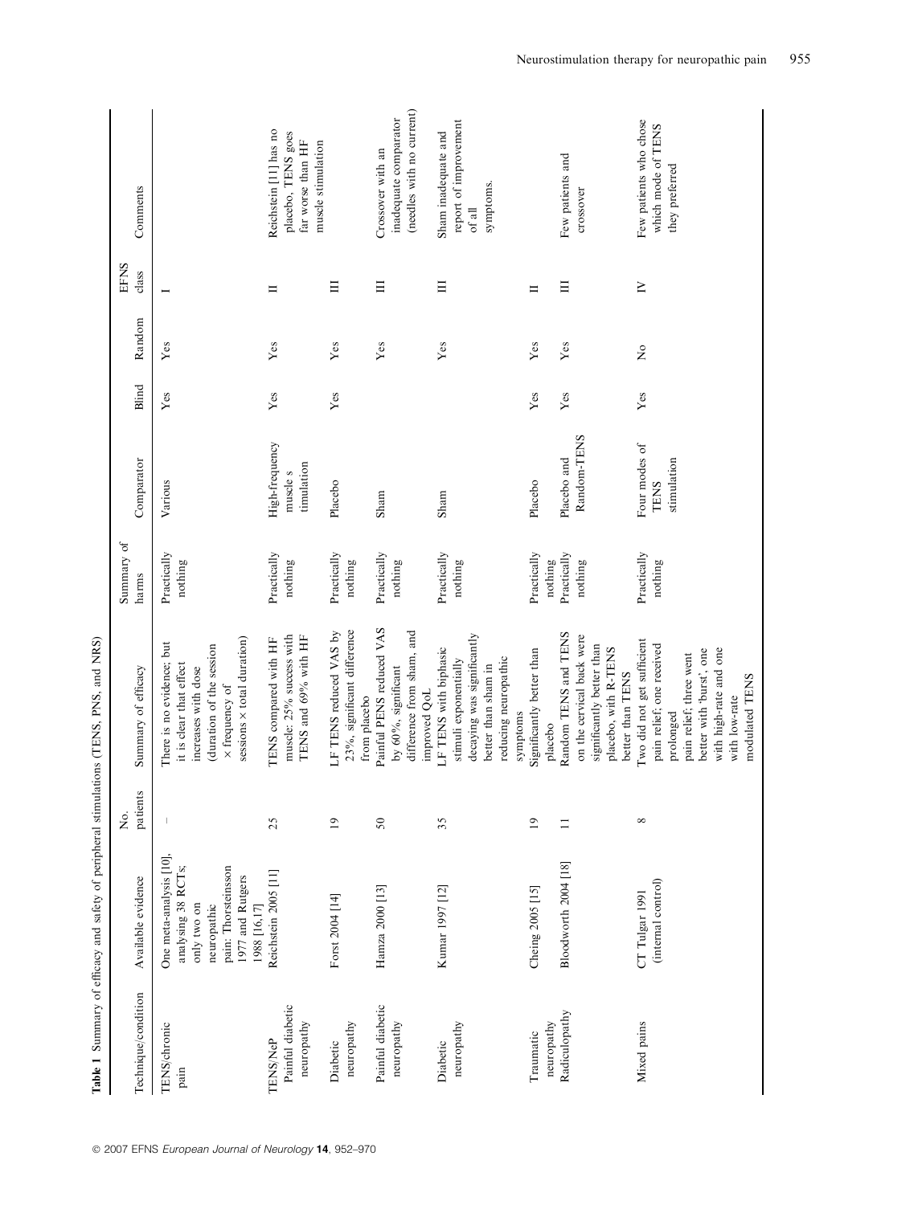**Table 1** Summary of efficacy and safety of peripheral stimulations (TENS, PNS, and NRS)

| Technique/condition | Available evidence | No. patients | Summary of efficacy | Summary of harms | Comparator | Blind | Random | EFNS class | Comments |
|---|---|---|---|---|---|---|---|---|---|
| TENS/chronic pain | One meta-analysis [10], analysing 38 RCTs; only two on neuropathic pain: Thorsteinsson 1977 and Rutgers 1988 [16,17] | – | There is no evidence; but it is clear that effect increases with dose (duration of the session × frequency of sessions × total duration) | Practically nothing | Various | Yes | Yes | I | |
| TENS/NeP Painful diabetic neuropathy | Reichstein 2005 [11] | 25 | TENS compared with HF muscle: 25% success with TENS and 69% with HF | Practically nothing | High-frequency muscle s timulation | Yes | Yes | II | Reichstein [11] has no placebo, TENS goes far worse than HF muscle stimulation |
| Diabetic neuropathy | Forst 2004 [14] | 19 | LF TENS reduced VAS by 23%, significant difference from placebo | Practically nothing | Placebo | Yes | Yes | III | |
| Painful diabetic neuropathy | Hamza 2000 [13] | 50 | Painful PENS reduced VAS by 60%, significant difference from sham, and improved QoL | Practically nothing | Sham | | Yes | III | Crossover with an inadequate comparator (needles with no current) |
| Diabetic neuropathy | Kumar 1997 [12] | 35 | LF TENS with biphasic stimuli exponentially decaying was significantly better than sham in reducing neuropathic symptoms | Practically nothing | Sham | | Yes | III | Sham inadequate and report of improvement of all symptoms. |
| Traumatic neuropathy | Cheing 2005 [15] | 19 | Significantly better than placebo | Practically nothing | Placebo | Yes | Yes | II | |
| Radiculopathy | Bloodworth 2004 [18] | 11 | Random TENS and TENS on the cervical back were significantly better than placebo, with R-TENS better than TENS | Practically nothing | Placebo and Random-TENS | Yes | Yes | III | Few patients and crossover |
| Mixed pains | CT Tulgar 1991 (internal control) | 8 | Two did not get sufficient pain relief; one received prolonged pain relief; three went better with 'burst', one with high-rate and one with low-rate modulated TENS | Practically nothing | Four modes of TENS stimulation | Yes | No | IV | Few patients who chose which mode of TENS they preferred |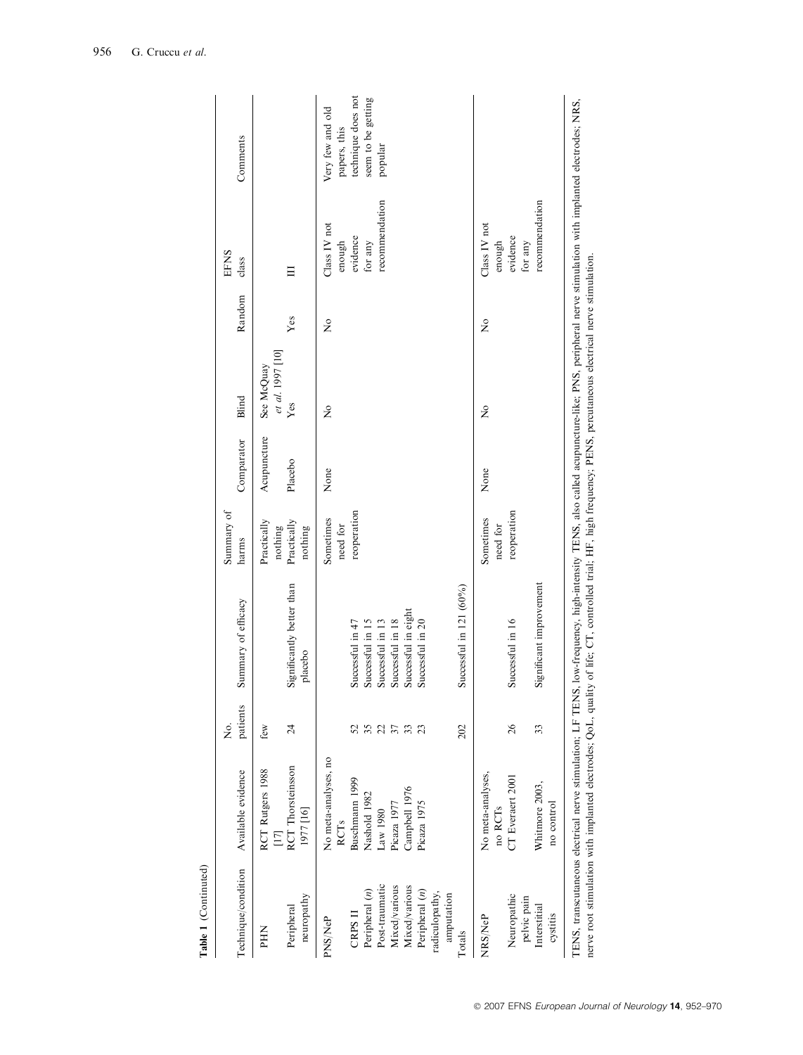**Table 1** (Continued)

| Technique/condition | Available evidence | No. patients | Summary of efficacy | Summary of harms | Comparator | Blind | Random | EFNS class | Comments |
|---|---|---|---|---|---|---|---|---|---|
| PHN | RCT Rutgers 1988 [17] | few | | Practically nothing | Acupuncture | See McQuay *et al.* 1997 [10] | | | |
| Peripheral neuropathy | RCT Thorsteinsson 1977 [16] | 24 | Significantly better than placebo | Practically nothing | Placebo | Yes | Yes | III | |
| PNS/NeP | No meta-analyses, no RCTs | | | Sometimes need for reoperation | None | No | No | Class IV not enough evidence for any recommendation | Very few and old papers, this technique does not seem to be getting popular |
| CRPS II | Buschmann 1999 | 52 | Successful in 47 | | | | | | |
| Peripheral (*n*) | Nashold 1982 | 35 | Successful in 15 | | | | | | |
| Post-traumatic | Law 1980 | 22 | Successful in 13 | | | | | | |
| Mixed/various | Picaza 1977 | 37 | Successful in 18 | | | | | | |
| Mixed/various | Campbell 1976 | 33 | Successful in eight | | | | | | |
| Peripheral (*n*) radiculopathy, amputation | Picaza 1975 | 23 | Successful in 20 | | | | | | |
| Totals | | 202 | Successful in 121 (60%) | | | | | | |
| NRS/NeP | No meta-analyses, no RCTs | | | Sometimes need for reoperation | None | No | No | Class IV not enough evidence for any recommendation | |
| Neuropathic pelvic pain | CT Everaert 2001 | 26 | Successful in 16 | | | | | | |
| Interstitial cystitis | Whitmore 2003, no control | 33 | Significant improvement | | | | | | |

TENS, transcutaneous electrical nerve stimulation; LF TENS, low-frequency, high-intensity TENS, also called acupuncture-like; PNS, peripheral nerve stimulation with implanted electrodes; NRS, nerve root stimulation with implanted electrodes; QoL, quality of life; CT, controlled trial; HF, high frequency; PENS, percutaneous electrical nerve stimulation.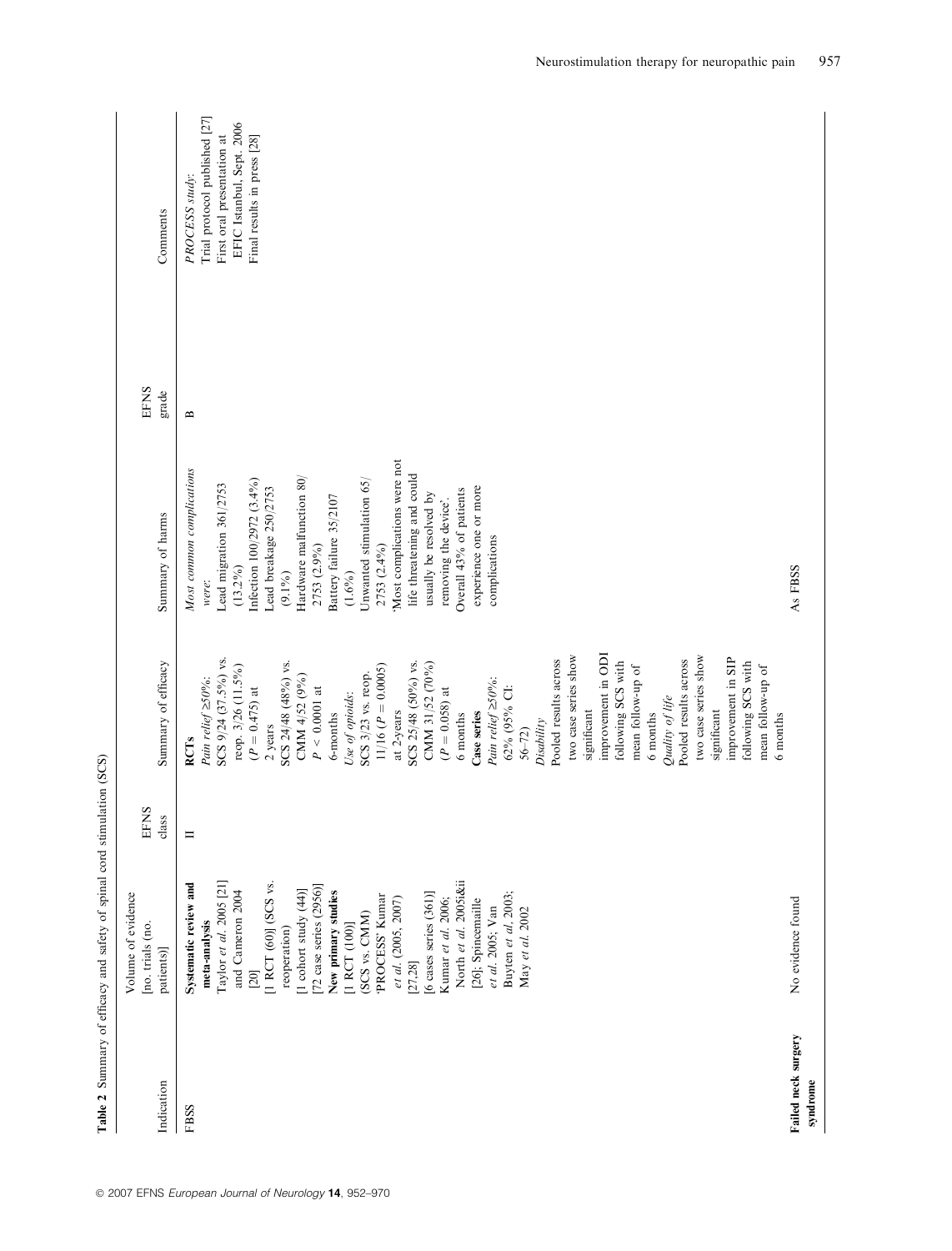**Table 2** Summary of efficacy and safety of spinal cord stimulation (SCS)

| Indication | Volume of evidence [no. trials (no. patients)] | EFNS class | Summary of efficacy | Summary of harms | EFNS grade | Comments |
|---|---|---|---|---|---|---|
| FBSS | **Systematic review and meta-analysis** Taylor *et al.* 2005 [21] and Cameron 2004 [20] [1 RCT (60)] (SCS vs. reoperation) [1 cohort study (44)] [72 case series (2956)] **New primary studies** [1 RCT (100)] (SCS vs. CMM) 'PROCESS' Kumar *et al.* (2005, 2007) [27,28] [6 cases series (361)] Kumar *et al.* 2006; North *et al.* 2005i&ii [26]; Spincemaille *et al.* 2005; Van Buyten *et al.* 2003; May *et al.* 2002 | II | **RCTs** *Pain relief* ≥50%: SCS 9/24 (37.5%) vs. reop. 3/26 (11.5%) ($P = 0.475$) at 2 years SCS 24/48 (48%) vs. CMM 4/52 (9%) $P < 0.0001$ at 6-months *Use of opioids*: SCS 3/23 vs. reop. 11/16 ($P = 0.0005$) at 2-years SCS 25/48 (50%) vs. CMM 31/52 (70%) ($P = 0.058$) at 6 months **Case series** *Pain relief* ≥50%: 62% (95% CI: 56–72) *Disability* Pooled results across two case series show significant improvement in ODI following SCS with mean follow-up of 6 months *Quality of life* Pooled results across two case series show significant improvement in SIP following SCS with mean follow-up of 6 months | *Most common complications were*: Lead migration 361/2753 (13.2%) Infection 100/2972 (3.4%) Lead breakage 250/2753 (9.1%) Hardware malfunction 80/2753 (2.9%) Battery failure 35/2107 (1.6%) Unwanted stimulation 65/2753 (2.4%) 'Most complications were not life threatening and could usually be resolved by removing the device'. Overall 43% of patients experience one or more complications | B | *PROCESS study*: Trial protocol published [27] First oral presentation at EFIC Istanbul, Sept. 2006 Final results in press [28] |
| **Failed neck surgery syndrome** | No evidence found | | | As FBSS | | |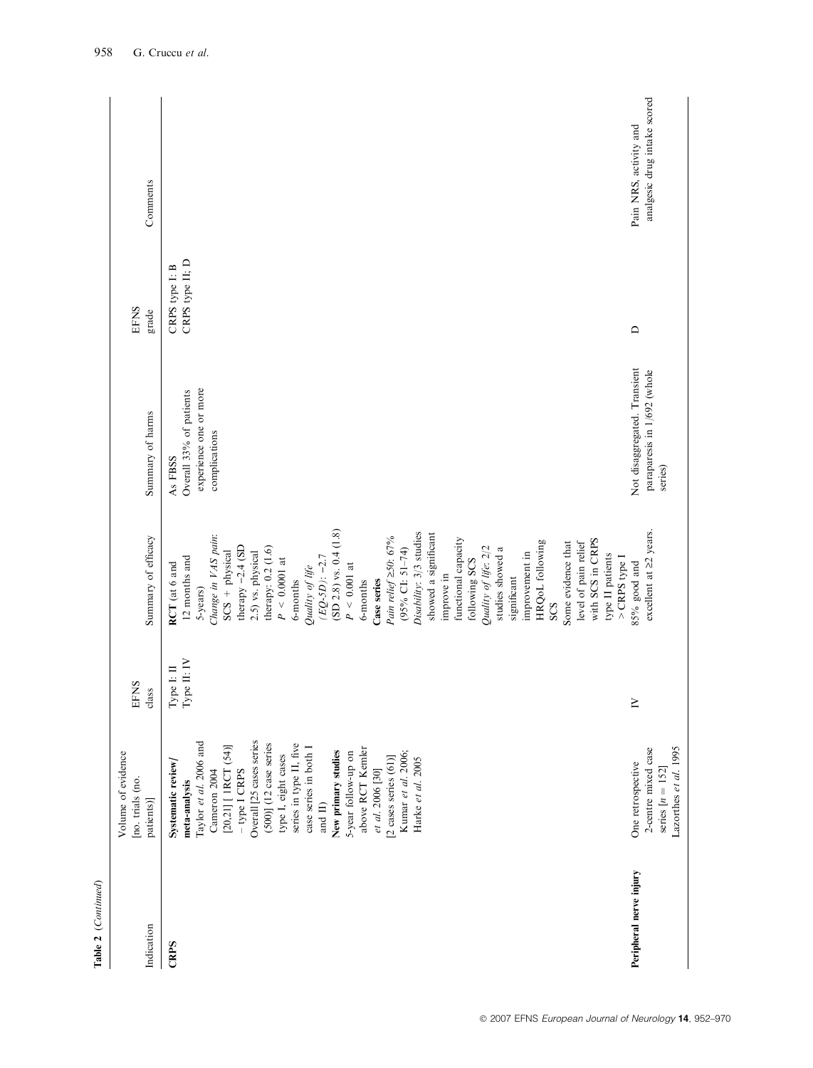Table 2 (Continued)

| Indication | Volume of evidence [no. trials (no. patients)] | EFNS class | Summary of efficacy | Summary of harms | EFNS grade | Comments |
|---|---|---|---|---|---|---|
| **CRPS** | **Systematic review/ meta-analysis** Taylor *et al.* 2006 and Cameron 2004 [20,21] [ 1RCT (54)] – type I CRPS Overall [25 cases series (500)] (12 case series type I, eight cases series in type II, five case series in both I and II) **New primary studies** 5-year follow-up on above RCT Kemler *et al.* 2006 [30] [2 cases series (61)] Kumar *et al.* 2006; Harke *et al.* 2005 | Type I: II Type II: IV | **RCT** (at 6 and 12 months and 5-years) *Change in VAS pain:* SCS + physical therapy −2.4 (SD 2.5) vs. physical therapy: 0.2 (1.6) $P < 0.0001$ at 6-months *Quality of life (EQ-5D):* −2.7 (SD 2.8) vs. 0.4 (1.8) $P < 0.001$ at 6-months **Case series** *Pain relief ≥50:* 67% (95% CI: 51–74) *Disability:* 3/3 studies showed a significant improve in functional capacity following SCS *Quality of life:* 2/2 studies showed a significant improvement in HRQoL following SCS Some evidence that level of pain relief with SCS in CRPS type II patients > CRPS type I | As FBSS Overall 33% of patients experience one or more complications | CRPS type I: B CRPS type II: D | |
| **Peripheral nerve injury** | One retrospective 2-centre mixed case series [$n = 152$] Lazorthes *et al.* 1995 | IV | 85% good and excellent at ≥2 years. | Not disaggregated. Transient paraparesis in 1/692 (whole series) | D | Pain NRS, activity and analgesic drug intake scored |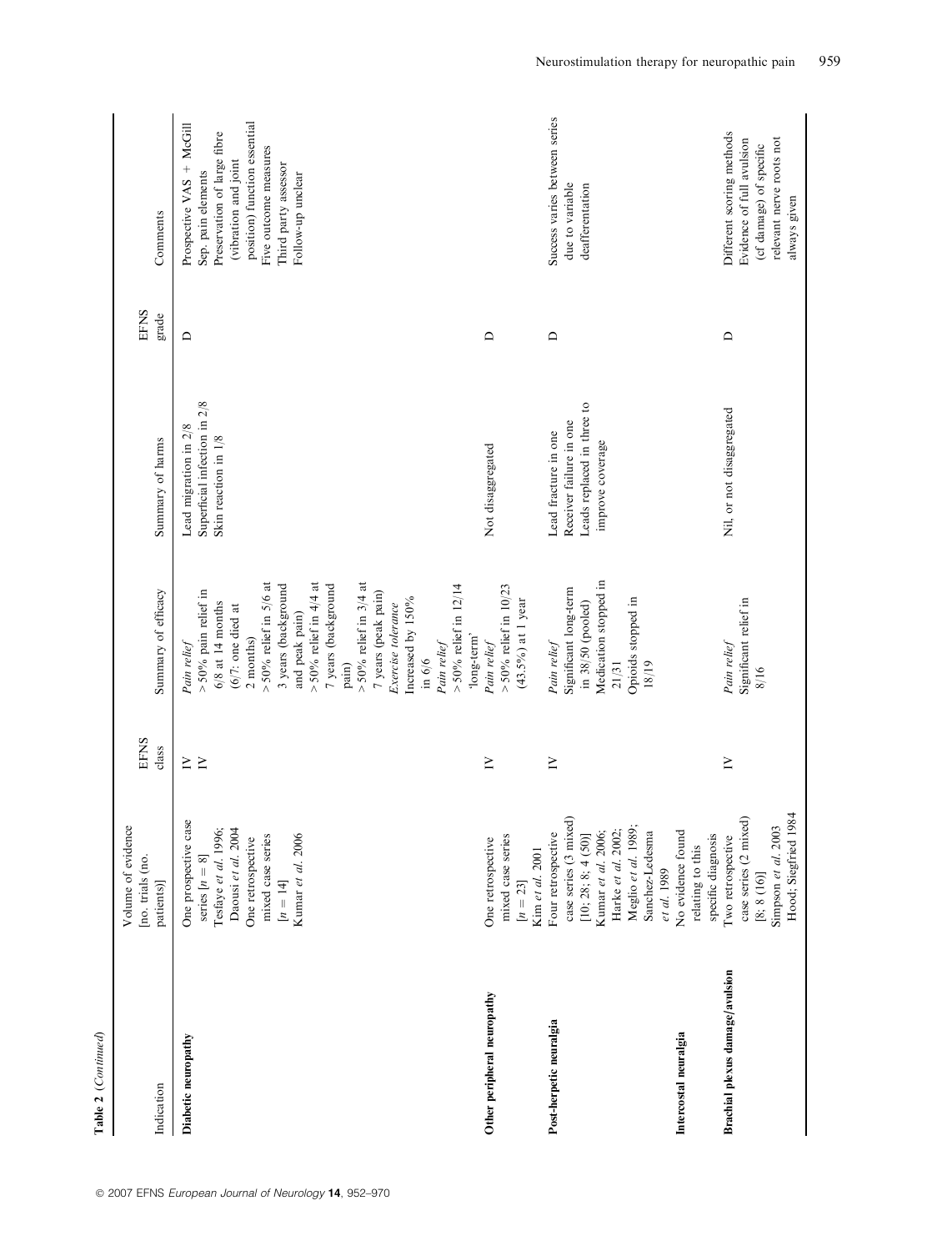Table 2 (*Continued*)

| Indication | Volume of evidence [no. trials (no. patients)] | EFNS class | Summary of efficacy | Summary of harms | EFNS grade | Comments |
|---|---|---|---|---|---|---|
| **Diabetic neuropathy** | One prospective case series [$n = 8$] Tesfaye *et al.* 1996; Daousi *et al.* 2004 One retrospective mixed case series [$n = 14$] Kumar *et al.* 2006 | IV IV | *Pain relief* >50% pain relief in 6/8 at 14 months (6/7: one died at 2 months) >50% relief in 5/6 at 3 years (background and peak pain) >50% relief in 4/4 at 7 years (background pain) >50% relief in 3/4 at 7 years (peak pain) *Exercise tolerance* Increased by 150% in 6/6 *Pain relief* >50% relief in 12/14 'long-term' | Lead migration in 2/8 Superficial infection in 2/8 Skin reaction in 1/8 | D | Prospective VAS + McGill Sep. pain elements Preservation of large fibre (vibration and joint position) function essential Five outcome measures Third party assessor Follow-up unclear |
| **Other peripheral neuropathy** | One retrospective mixed case series [$n = 23$] Kim *et al.* 2001 | IV | *Pain relief* >50% relief in 10/23 (43.5%) at 1 year | Not disaggregated | D | |
| **Post-herpetic neuralgia** | Four retrospective case series (3 mixed) [10; 28; 8; 4 (50)] Kumar *et al.* 2006; Harke *et al.* 2002; Meglio *et al.* 1989; Sanchez-Ledesma *et al.* 1989 | IV | *Pain relief* Significant long-term in 38/50 (pooled) Medication stopped in 21/31 Opioids stopped in 18/19 | Lead fracture in one Receiver failure in one Leads replaced in three to improve coverage | D | Success varies between series due to variable deafferentation |
| **Intercostal neuralgia** | No evidence found relating to this specific diagnosis | | | | | |
| **Brachial plexus damage/avulsion** | Two retrospective case series (2 mixed) [8; 8 (16)] Simpson *et al.* 2003 Hood; Siegfried 1984 | IV | *Pain relief* Significant relief in 8/16 | Nil, or not disaggregated | D | Different scoring methods Evidence of full avulsion (cf damage) of specific relevant nerve roots not always given |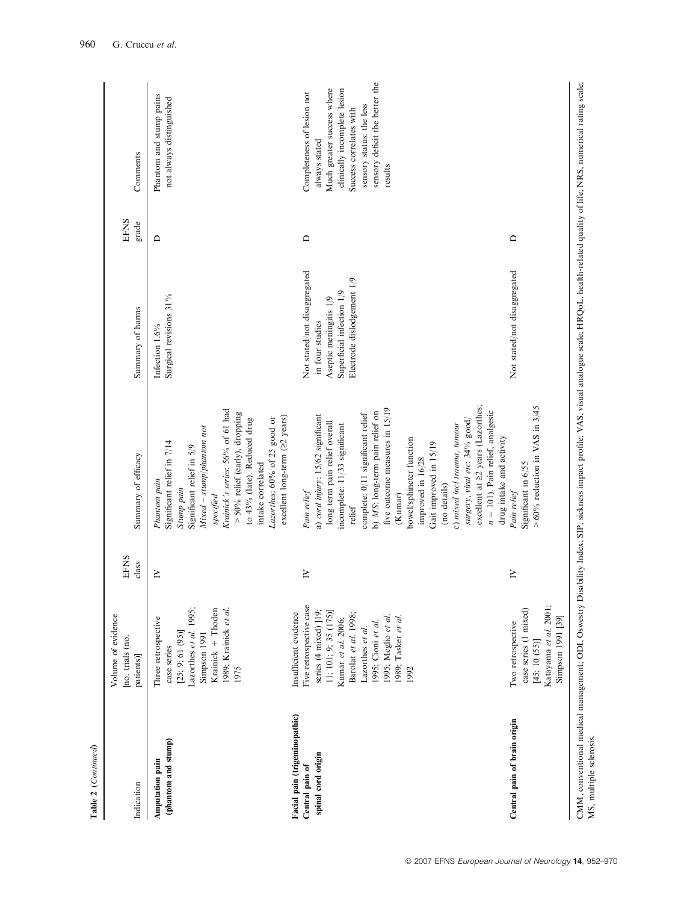Table 2 (*Continued*)

| Indication | Volume of evidence [no. trials (no. patients)] | EFNS class | Summary of efficacy | Summary of harms | EFNS grade | Comments |
|---|---|---|---|---|---|---|
| **Amputation pain (phantom and stump)** | Three retrospective case series [25; 9; 61 (95)] Lazorthes *et al.* 1995; Simpson 1991 Krainick + Thoden 1989; Krainick *et al.* 1975 | IV | *Phantom pain* Significant relief in 7/14 *Stump pain* Significant relief in 5/9 *Mixed – stump/phantom not specified* *Krainick's series*: 56% of 61 had >50% relief (early), dropping to 43% (late). Reduced drug intake correlated *Lazorthes*: 60% of 25 good or excellent long-term (≥2 years) | Infection 1.6% Surgical revisions 31% | D | Phantom and stump pains not always distinguished |
| **Facial pain (trigeminopathic)** | Insufficient evidence | | | | | |
| **Central pain of spinal cord origin** | Five retrospective case series (4 mixed) [19; 11; 101; 9; 35 (175)] Kumar *et al.* 2006; Barolat *et al.* 1998; Lazorthes *et al.* 1995; Cioni *et al.* 1995; Meglio *et al.* 1989; Tasker *et al.* 1992 | IV | *Pain relief* a) *cord injury*: 15/62 significant long term pain relief overall incomplete: 11/33 significant relief complete: 0/11 significant relief b) *MS*: long-term pain relief on five outcome measures in 15/19 (Kumar) bowel/sphincter function improved in 16/28 Gait improved in 15/19 (no details) c) *mixed incl trauma, tumour surgery, viral etc*: 34% good/excellent at ≥2 years (Lazorthes; $n = 101$). Pain relief, analgesic drug intake and activity | Not stated/not disaggregated in four studies Aseptic meningitis 1/9 Superficial infection 1/9 Electrode dislodgement 1/9 | D | Completeness of lesion not always stated Much greater success where clinically incomplete lesion Success correlates with sensory status: the less sensory deficit the better the results |
| **Central pain of brain origin** | Two retrospective case series (1 mixed) [45; 10 (55)] Katayama *et al.* 2001; Simpson 1991 [39] | IV | *Pain relief* Significant in 6/55 >60% reduction in VAS in 3/45 | Not stated/not disaggregated | D | |

CMM, conventional medical management; ODI, Oswestry Disability Index; SIP, sickness impact profile; VAS, visual analogue scale; HRQoL, health-related quality of life; NRS, numerical rating scale; MS, multiple sclerosis.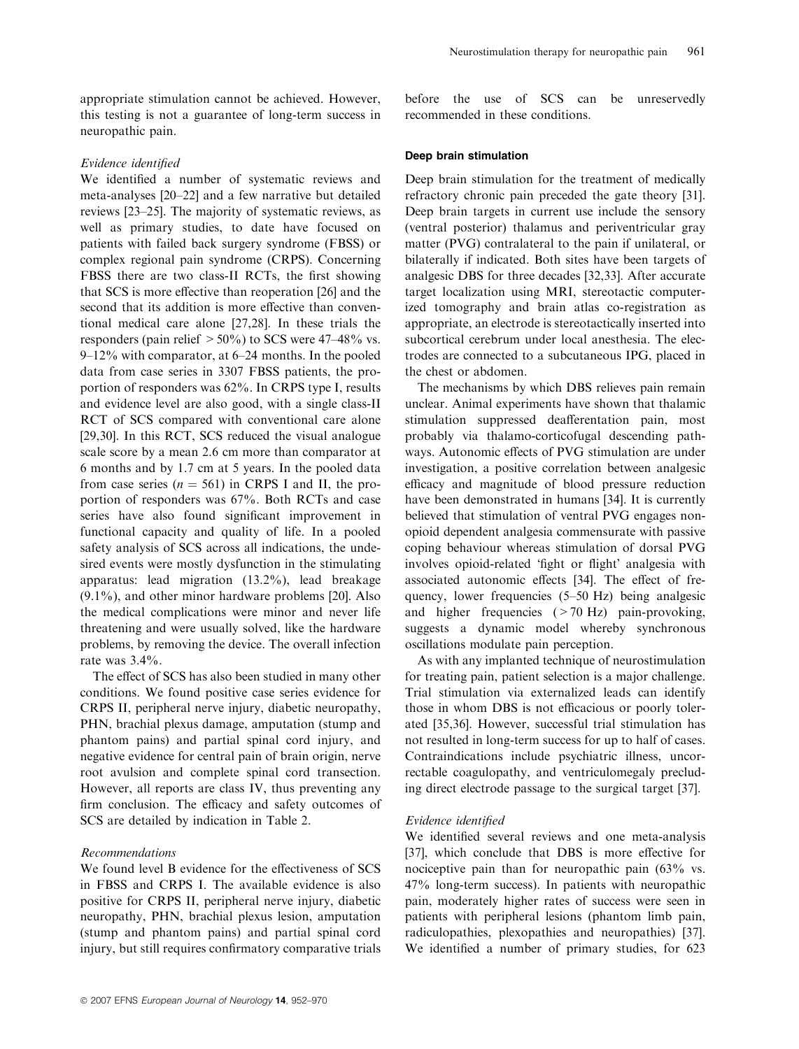appropriate stimulation cannot be achieved. However, this testing is not a guarantee of long-term success in neuropathic pain.

*Evidence identified*

We identified a number of systematic reviews and meta-analyses [20–22] and a few narrative but detailed reviews [23–25]. The majority of systematic reviews, as well as primary studies, to date have focused on patients with failed back surgery syndrome (FBSS) or complex regional pain syndrome (CRPS). Concerning FBSS there are two class-II RCTs, the first showing that SCS is more effective than reoperation [26] and the second that its addition is more effective than conventional medical care alone [27,28]. In these trials the responders (pain relief > 50%) to SCS were 47–48% vs. 9–12% with comparator, at 6–24 months. In the pooled data from case series in 3307 FBSS patients, the proportion of responders was 62%. In CRPS type I, results and evidence level are also good, with a single class-II RCT of SCS compared with conventional care alone [29,30]. In this RCT, SCS reduced the visual analogue scale score by a mean 2.6 cm more than comparator at 6 months and by 1.7 cm at 5 years. In the pooled data from case series ($n = 561$) in CRPS I and II, the proportion of responders was 67%. Both RCTs and case series have also found significant improvement in functional capacity and quality of life. In a pooled safety analysis of SCS across all indications, the undesired events were mostly dysfunction in the stimulating apparatus: lead migration (13.2%), lead breakage (9.1%), and other minor hardware problems [20]. Also the medical complications were minor and never life threatening and were usually solved, like the hardware problems, by removing the device. The overall infection rate was 3.4%.

The effect of SCS has also been studied in many other conditions. We found positive case series evidence for CRPS II, peripheral nerve injury, diabetic neuropathy, PHN, brachial plexus damage, amputation (stump and phantom pains) and partial spinal cord injury, and negative evidence for central pain of brain origin, nerve root avulsion and complete spinal cord transection. However, all reports are class IV, thus preventing any firm conclusion. The efficacy and safety outcomes of SCS are detailed by indication in Table 2.

*Recommendations*

We found level B evidence for the effectiveness of SCS in FBSS and CRPS I. The available evidence is also positive for CRPS II, peripheral nerve injury, diabetic neuropathy, PHN, brachial plexus lesion, amputation (stump and phantom pains) and partial spinal cord injury, but still requires confirmatory comparative trials before the use of SCS can be unreservedly recommended in these conditions.

### Deep brain stimulation

Deep brain stimulation for the treatment of medically refractory chronic pain preceded the gate theory [31]. Deep brain targets in current use include the sensory (ventral posterior) thalamus and periventricular gray matter (PVG) contralateral to the pain if unilateral, or bilaterally if indicated. Both sites have been targets of analgesic DBS for three decades [32,33]. After accurate target localization using MRI, stereotactic computerized tomography and brain atlas co-registration as appropriate, an electrode is stereotactically inserted into subcortical cerebrum under local anesthesia. The electrodes are connected to a subcutaneous IPG, placed in the chest or abdomen.

The mechanisms by which DBS relieves pain remain unclear. Animal experiments have shown that thalamic stimulation suppressed deafferentation pain, most probably via thalamo-corticofugal descending pathways. Autonomic effects of PVG stimulation are under investigation, a positive correlation between analgesic efficacy and magnitude of blood pressure reduction have been demonstrated in humans [34]. It is currently believed that stimulation of ventral PVG engages non-opioid dependent analgesia commensurate with passive coping behaviour whereas stimulation of dorsal PVG involves opioid-related 'fight or flight' analgesia with associated autonomic effects [34]. The effect of frequency, lower frequencies (5–50 Hz) being analgesic and higher frequencies (> 70 Hz) pain-provoking, suggests a dynamic model whereby synchronous oscillations modulate pain perception.

As with any implanted technique of neurostimulation for treating pain, patient selection is a major challenge. Trial stimulation via externalized leads can identify those in whom DBS is not efficacious or poorly tolerated [35,36]. However, successful trial stimulation has not resulted in long-term success for up to half of cases. Contraindications include psychiatric illness, uncorrectable coagulopathy, and ventriculomegaly precluding direct electrode passage to the surgical target [37].

*Evidence identified*

We identified several reviews and one meta-analysis [37], which conclude that DBS is more effective for nociceptive pain than for neuropathic pain (63% vs. 47% long-term success). In patients with neuropathic pain, moderately higher rates of success were seen in patients with peripheral lesions (phantom limb pain, radiculopathies, plexopathies and neuropathies) [37]. We identified a number of primary studies, for 623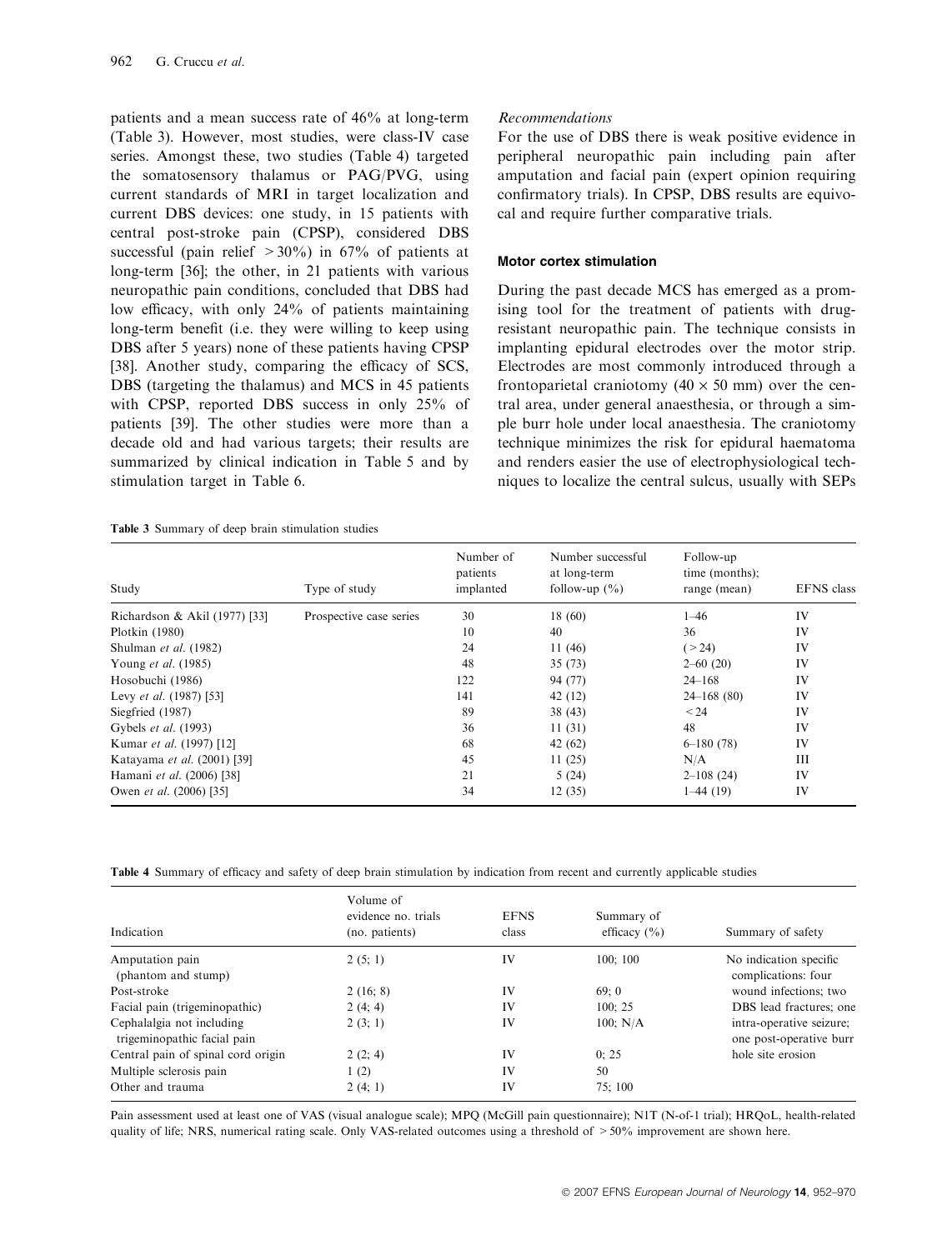patients and a mean success rate of 46% at long-term (Table 3). However, most studies, were class-IV case series. Amongst these, two studies (Table 4) targeted the somatosensory thalamus or PAG/PVG, using current standards of MRI in target localization and current DBS devices: one study, in 15 patients with central post-stroke pain (CPSP), considered DBS successful (pain relief >30%) in 67% of patients at long-term [36]; the other, in 21 patients with various neuropathic pain conditions, concluded that DBS had low efficacy, with only 24% of patients maintaining long-term benefit (i.e. they were willing to keep using DBS after 5 years) none of these patients having CPSP [38]. Another study, comparing the efficacy of SCS, DBS (targeting the thalamus) and MCS in 45 patients with CPSP, reported DBS success in only 25% of patients [39]. The other studies were more than a decade old and had various targets; their results are summarized by clinical indication in Table 5 and by stimulation target in Table 6.

*Recommendations*

For the use of DBS there is weak positive evidence in peripheral neuropathic pain including pain after amputation and facial pain (expert opinion requiring confirmatory trials). In CPSP, DBS results are equivocal and require further comparative trials.

### Motor cortex stimulation

During the past decade MCS has emerged as a promising tool for the treatment of patients with drug-resistant neuropathic pain. The technique consists in implanting epidural electrodes over the motor strip. Electrodes are most commonly introduced through a frontoparietal craniotomy (40 × 50 mm) over the central area, under general anaesthesia, or through a simple burr hole under local anaesthesia. The craniotomy technique minimizes the risk for epidural haematoma and renders easier the use of electrophysiological techniques to localize the central sulcus, usually with SEPs

**Table 3** Summary of deep brain stimulation studies

| Study | Type of study | Number of patients implanted | Number successful at long-term follow-up (%) | Follow-up time (months); range (mean) | EFNS class |
|---|---|---|---|---|---|
| Richardson & Akil (1977) [33] | Prospective case series | 30 | 18 (60) | 1–46 | IV |
| Plotkin (1980) | | 10 | 40 | 36 | IV |
| Shulman *et al.* (1982) | | 24 | 11 (46) | (>24) | IV |
| Young *et al.* (1985) | | 48 | 35 (73) | 2–60 (20) | IV |
| Hosobuchi (1986) | | 122 | 94 (77) | 24–168 | IV |
| Levy *et al.* (1987) [53] | | 141 | 42 (12) | 24–168 (80) | IV |
| Siegfried (1987) | | 89 | 38 (43) | <24 | IV |
| Gybels *et al.* (1993) | | 36 | 11 (31) | 48 | IV |
| Kumar *et al.* (1997) [12] | | 68 | 42 (62) | 6–180 (78) | IV |
| Katayama *et al.* (2001) [39] | | 45 | 11 (25) | N/A | III |
| Hamani *et al.* (2006) [38] | | 21 | 5 (24) | 2–108 (24) | IV |
| Owen *et al.* (2006) [35] | | 34 | 12 (35) | 1–44 (19) | IV |

**Table 4** Summary of efficacy and safety of deep brain stimulation by indication from recent and currently applicable studies

| Indication | Volume of evidence no. trials (no. patients) | EFNS class | Summary of efficacy (%) | Summary of safety |
|---|---|---|---|---|
| Amputation pain (phantom and stump) | 2 (5; 1) | IV | 100; 100 | No indication specific complications: four wound infections; two DBS lead fractures; one intra-operative seizure; one post-operative burr hole site erosion |
| Post-stroke | 2 (16; 8) | IV | 69; 0 | |
| Facial pain (trigeminopathic) | 2 (4; 4) | IV | 100; 25 | |
| Cephalalgia not including trigeminopathic facial pain | 2 (3; 1) | IV | 100; N/A | |
| Central pain of spinal cord origin | 2 (2; 4) | IV | 0; 25 | |
| Multiple sclerosis pain | 1 (2) | IV | 50 | |
| Other and trauma | 2 (4; 1) | IV | 75; 100 | |

Pain assessment used at least one of VAS (visual analogue scale); MPQ (McGill pain questionnaire); N1T (N-of-1 trial); HRQoL, health-related quality of life; NRS, numerical rating scale. Only VAS-related outcomes using a threshold of >50% improvement are shown here.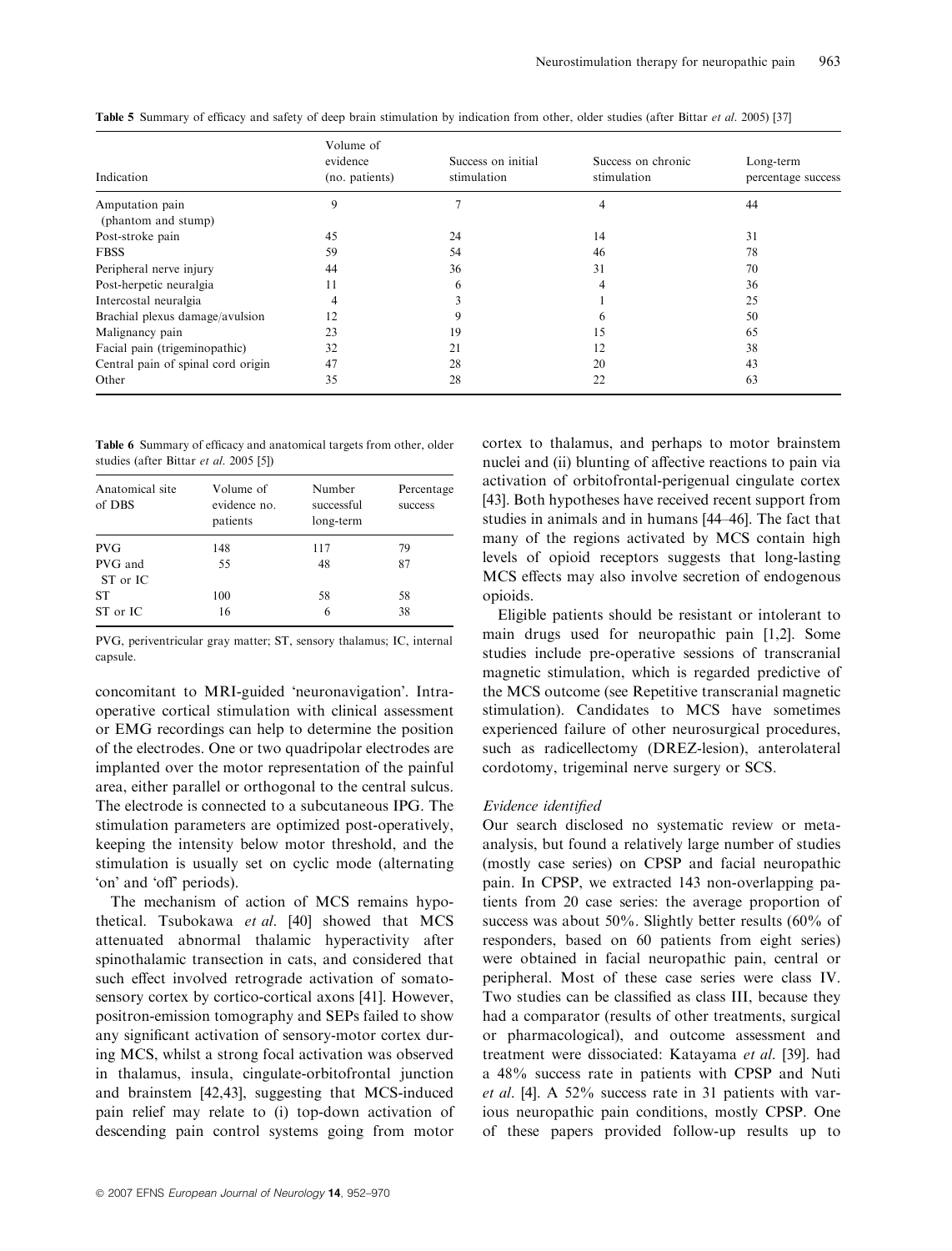**Table 5** Summary of efficacy and safety of deep brain stimulation by indication from other, older studies (after Bittar *et al.* 2005) [37]

| Indication | Volume of evidence (no. patients) | Success on initial stimulation | Success on chronic stimulation | Long-term percentage success |
|---|---|---|---|---|
| Amputation pain (phantom and stump) | 9 | 7 | 4 | 44 |
| Post-stroke pain | 45 | 24 | 14 | 31 |
| FBSS | 59 | 54 | 46 | 78 |
| Peripheral nerve injury | 44 | 36 | 31 | 70 |
| Post-herpetic neuralgia | 11 | 6 | 4 | 36 |
| Intercostal neuralgia | 4 | 3 | 1 | 25 |
| Brachial plexus damage/avulsion | 12 | 9 | 6 | 50 |
| Malignancy pain | 23 | 19 | 15 | 65 |
| Facial pain (trigeminopathic) | 32 | 21 | 12 | 38 |
| Central pain of spinal cord origin | 47 | 28 | 20 | 43 |
| Other | 35 | 28 | 22 | 63 |

**Table 6** Summary of efficacy and anatomical targets from other, older studies (after Bittar *et al.* 2005 [5])

| Anatomical site of DBS | Volume of evidence no. patients | Number successful long-term | Percentage success |
|---|---|---|---|
| PVG | 148 | 117 | 79 |
| PVG and ST or IC | 55 | 48 | 87 |
| ST | 100 | 58 | 58 |
| ST or IC | 16 | 6 | 38 |

PVG, periventricular gray matter; ST, sensory thalamus; IC, internal capsule.

concomitant to MRI-guided 'neuronavigation'. Intraoperative cortical stimulation with clinical assessment or EMG recordings can help to determine the position of the electrodes. One or two quadripolar electrodes are implanted over the motor representation of the painful area, either parallel or orthogonal to the central sulcus. The electrode is connected to a subcutaneous IPG. The stimulation parameters are optimized post-operatively, keeping the intensity below motor threshold, and the stimulation is usually set on cyclic mode (alternating 'on' and 'off' periods).

The mechanism of action of MCS remains hypothetical. Tsubokawa *et al.* [40] showed that MCS attenuated abnormal thalamic hyperactivity after spinothalamic transection in cats, and considered that such effect involved retrograde activation of somatosensory cortex by cortico-cortical axons [41]. However, positron-emission tomography and SEPs failed to show any significant activation of sensory-motor cortex during MCS, whilst a strong focal activation was observed in thalamus, insula, cingulate-orbitofrontal junction and brainstem [42,43], suggesting that MCS-induced pain relief may relate to (i) top-down activation of descending pain control systems going from motor cortex to thalamus, and perhaps to motor brainstem nuclei and (ii) blunting of affective reactions to pain via activation of orbitofrontal-perigenual cingulate cortex [43]. Both hypotheses have received recent support from studies in animals and in humans [44–46]. The fact that many of the regions activated by MCS contain high levels of opioid receptors suggests that long-lasting MCS effects may also involve secretion of endogenous opioids.

Eligible patients should be resistant or intolerant to main drugs used for neuropathic pain [1,2]. Some studies include pre-operative sessions of transcranial magnetic stimulation, which is regarded predictive of the MCS outcome (see Repetitive transcranial magnetic stimulation). Candidates to MCS have sometimes experienced failure of other neurosurgical procedures, such as radicellectomy (DREZ-lesion), anterolateral cordotomy, trigeminal nerve surgery or SCS.

*Evidence identified*

Our search disclosed no systematic review or meta-analysis, but found a relatively large number of studies (mostly case series) on CPSP and facial neuropathic pain. In CPSP, we extracted 143 non-overlapping patients from 20 case series: the average proportion of success was about 50%. Slightly better results (60% of responders, based on 60 patients from eight series) were obtained in facial neuropathic pain, central or peripheral. Most of these case series were class IV. Two studies can be classified as class III, because they had a comparator (results of other treatments, surgical or pharmacological), and outcome assessment and treatment were dissociated: Katayama *et al.* [39]. had a 48% success rate in patients with CPSP and Nuti *et al.* [4]. A 52% success rate in 31 patients with various neuropathic pain conditions, mostly CPSP. One of these papers provided follow-up results up to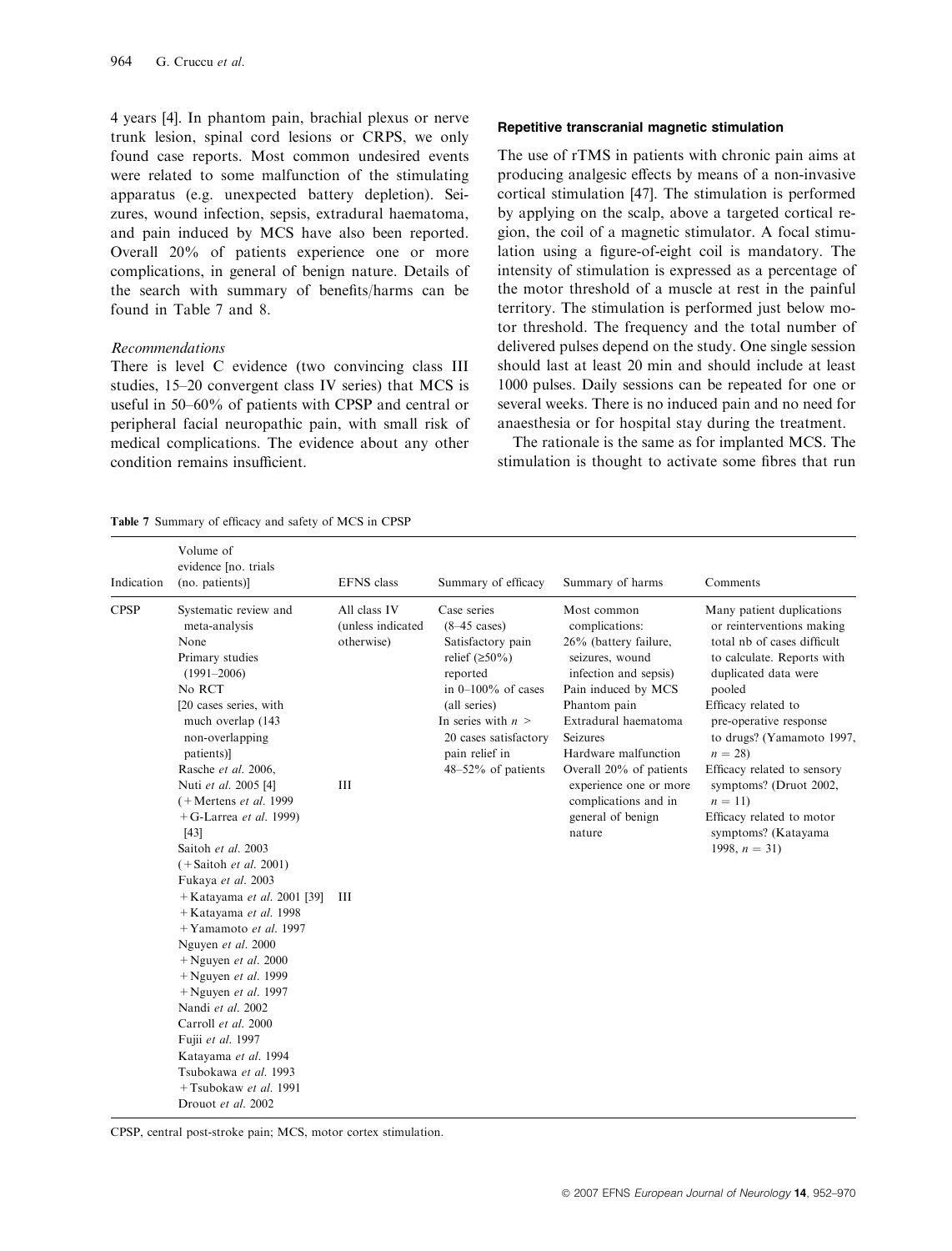4 years [4]. In phantom pain, brachial plexus or nerve trunk lesion, spinal cord lesions or CRPS, we only found case reports. Most common undesired events were related to some malfunction of the stimulating apparatus (e.g. unexpected battery depletion). Seizures, wound infection, sepsis, extradural haematoma, and pain induced by MCS have also been reported. Overall 20% of patients experience one or more complications, in general of benign nature. Details of the search with summary of benefits/harms can be found in Table 7 and 8.

*Recommendations*

There is level C evidence (two convincing class III studies, 15–20 convergent class IV series) that MCS is useful in 50–60% of patients with CPSP and central or peripheral facial neuropathic pain, with small risk of medical complications. The evidence about any other condition remains insufficient.

#### Repetitive transcranial magnetic stimulation

The use of rTMS in patients with chronic pain aims at producing analgesic effects by means of a non-invasive cortical stimulation [47]. The stimulation is performed by applying on the scalp, above a targeted cortical region, the coil of a magnetic stimulator. A focal stimulation using a figure-of-eight coil is mandatory. The intensity of stimulation is expressed as a percentage of the motor threshold of a muscle at rest in the painful territory. The stimulation is performed just below motor threshold. The frequency and the total number of delivered pulses depend on the study. One single session should last at least 20 min and should include at least 1000 pulses. Daily sessions can be repeated for one or several weeks. There is no induced pain and no need for anaesthesia or for hospital stay during the treatment.

The rationale is the same as for implanted MCS. The stimulation is thought to activate some fibres that run

**Table 7** Summary of efficacy and safety of MCS in CPSP

| Indication | Volume of evidence [no. trials (no. patients)] | EFNS class | Summary of efficacy | Summary of harms | Comments |
|---|---|---|---|---|---|
| CPSP | Systematic review and meta-analysis<br>None<br>Primary studies (1991–2006)<br>No RCT<br>[20 cases series, with much overlap (143 non-overlapping patients)] | All class IV (unless indicated otherwise) | Case series (8–45 cases)<br>Satisfactory pain relief (≥50%) reported in 0–100% of cases (all series)<br>In series with $n >$ 20 cases satisfactory pain relief in 48–52% of patients | Most common complications:<br>26% (battery failure, seizures, wound infection and sepsis)<br>Pain induced by MCS<br>Phantom pain<br>Extradural haematoma<br>Seizures<br>Hardware malfunction<br>Overall 20% of patients experience one or more complications and in general of benign nature | Many patient duplications or reinterventions making total nb of cases difficult to calculate. Reports with duplicated data were pooled<br>Efficacy related to pre-operative response to drugs? (Yamamoto 1997, $n = 28$)<br>Efficacy related to sensory symptoms? (Druot 2002, $n = 11$)<br>Efficacy related to motor symptoms? (Katayama 1998, $n = 31$) |
| | Rasche *et al.* 2006, | | | | |
| | Nuti *et al.* 2005 [4] (+Mertens *et al.* 1999 +G-Larrea *et al.* 1999) [43] | III | | | |
| | Saitoh *et al.* 2003 (+Saitoh *et al.* 2001) | | | | |
| | Fukaya *et al.* 2003 +Katayama *et al.* 2001 [39] +Katayama *et al.* 1998 +Yamamoto *et al.* 1997 | III | | | |
| | Nguyen *et al.* 2000 +Nguyen *et al.* 2000 +Nguyen *et al.* 1999 +Nguyen *et al.* 1997 | | | | |
| | Nandi *et al.* 2002 | | | | |
| | Carroll *et al.* 2000 | | | | |
| | Fujii *et al.* 1997 | | | | |
| | Katayama *et al.* 1994 | | | | |
| | Tsubokawa *et al.* 1993 +Tsubokaw *et al.* 1991 | | | | |
| | Drouot *et al.* 2002 | | | | |

CPSP, central post-stroke pain; MCS, motor cortex stimulation.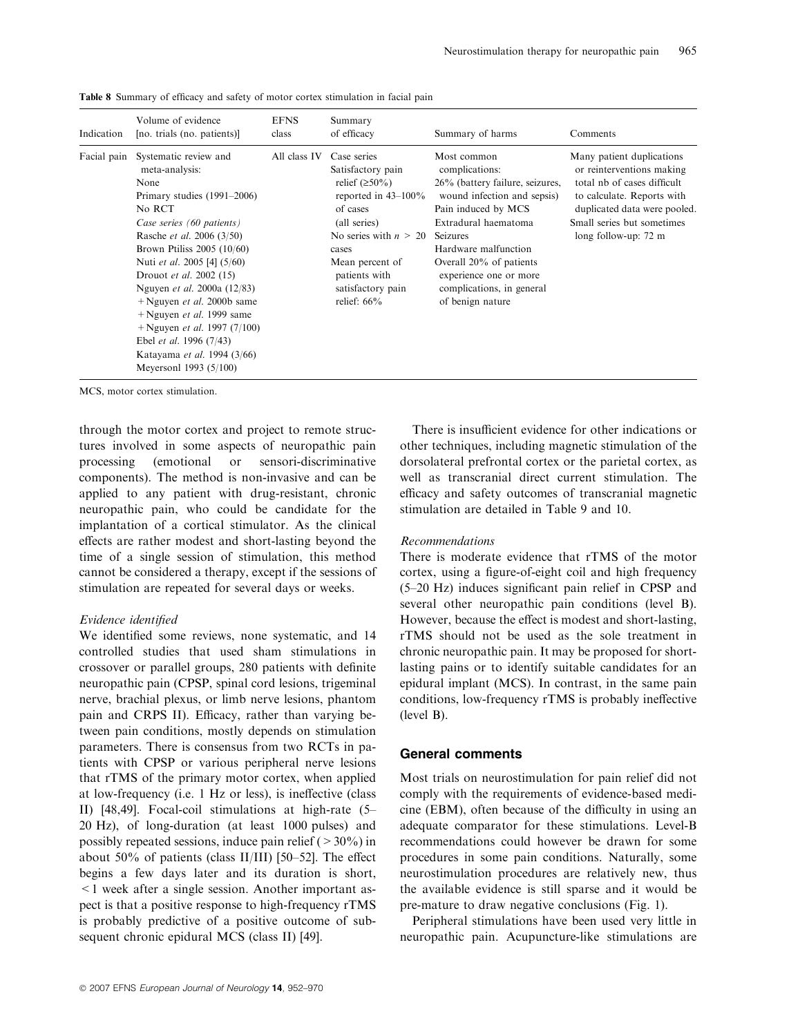**Table 8** Summary of efficacy and safety of motor cortex stimulation in facial pain

| Indication | Volume of evidence [no. trials (no. patients)] | EFNS class | Summary of efficacy | Summary of harms | Comments |
|---|---|---|---|---|---|
| Facial pain | Systematic review and meta-analysis: None<br>Primary studies (1991–2006)<br>No RCT<br>*Case series (60 patients)*<br>Rasche *et al.* 2006 (3/50)<br>Brown Ptiliss 2005 (10/60)<br>Nuti *et al.* 2005 [4] (5/60)<br>Drouot *et al.* 2002 (15)<br>Nguyen *et al.* 2000a (12/83)<br>+Nguyen *et al.* 2000b same<br>+Nguyen *et al.* 1999 same<br>+Nguyen *et al.* 1997 (7/100)<br>Ebel *et al.* 1996 (7/43)<br>Katayama *et al.* 1994 (3/66)<br>Meyersonl 1993 (5/100) | All class IV | Case series<br>Satisfactory pain relief (≥50%) reported in 43–100% of cases (all series)<br>No series with $n > 20$ cases<br>Mean percent of patients with satisfactory pain relief: 66% | Most common complications:<br>26% (battery failure, seizures, wound infection and sepsis)<br>Pain induced by MCS<br>Extradural haematoma<br>Seizures<br>Hardware malfunction<br>Overall 20% of patients experience one or more complications, in general of benign nature | Many patient duplications or reinterventions making total nb of cases difficult to calculate. Reports with duplicated data were pooled.<br>Small series but sometimes long follow-up: 72 m |

MCS, motor cortex stimulation.

through the motor cortex and project to remote structures involved in some aspects of neuropathic pain processing (emotional or sensori-discriminative components). The method is non-invasive and can be applied to any patient with drug-resistant, chronic neuropathic pain, who could be candidate for the implantation of a cortical stimulator. As the clinical effects are rather modest and short-lasting beyond the time of a single session of stimulation, this method cannot be considered a therapy, except if the sessions of stimulation are repeated for several days or weeks.

*Evidence identified*

We identified some reviews, none systematic, and 14 controlled studies that used sham stimulations in crossover or parallel groups, 280 patients with definite neuropathic pain (CPSP, spinal cord lesions, trigeminal nerve, brachial plexus, or limb nerve lesions, phantom pain and CRPS II). Efficacy, rather than varying between pain conditions, mostly depends on stimulation parameters. There is consensus from two RCTs in patients with CPSP or various peripheral nerve lesions that rTMS of the primary motor cortex, when applied at low-frequency (i.e. 1 Hz or less), is ineffective (class II) [48,49]. Focal-coil stimulations at high-rate (5–20 Hz), of long-duration (at least 1000 pulses) and possibly repeated sessions, induce pain relief (>30%) in about 50% of patients (class II/III) [50–52]. The effect begins a few days later and its duration is short, <1 week after a single session. Another important aspect is that a positive response to high-frequency rTMS is probably predictive of a positive outcome of subsequent chronic epidural MCS (class II) [49].

There is insufficient evidence for other indications or other techniques, including magnetic stimulation of the dorsolateral prefrontal cortex or the parietal cortex, as well as transcranial direct current stimulation. The efficacy and safety outcomes of transcranial magnetic stimulation are detailed in Table 9 and 10.

*Recommendations*

There is moderate evidence that rTMS of the motor cortex, using a figure-of-eight coil and high frequency (5–20 Hz) induces significant pain relief in CPSP and several other neuropathic pain conditions (level B). However, because the effect is modest and short-lasting, rTMS should not be used as the sole treatment in chronic neuropathic pain. It may be proposed for short-lasting pains or to identify suitable candidates for an epidural implant (MCS). In contrast, in the same pain conditions, low-frequency rTMS is probably ineffective (level B).

## General comments

Most trials on neurostimulation for pain relief did not comply with the requirements of evidence-based medicine (EBM), often because of the difficulty in using an adequate comparator for these stimulations. Level-B recommendations could however be drawn for some procedures in some pain conditions. Naturally, some neurostimulation procedures are relatively new, thus the available evidence is still sparse and it would be pre-mature to draw negative conclusions (Fig. 1).

Peripheral stimulations have been used very little in neuropathic pain. Acupuncture-like stimulations are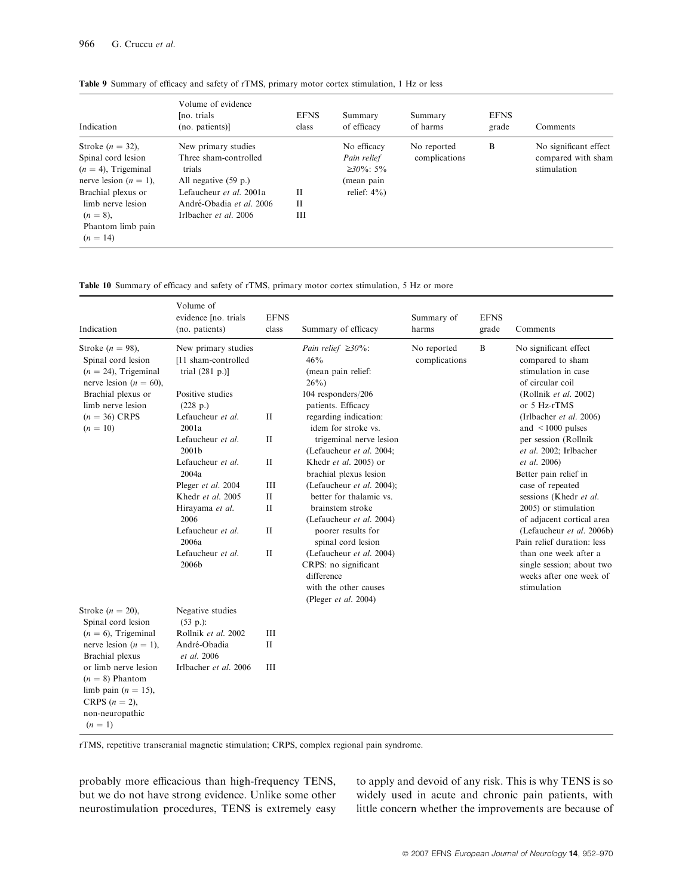**Table 9** Summary of efficacy and safety of rTMS, primary motor cortex stimulation, 1 Hz or less

| Indication | Volume of evidence [no. trials (no. patients)] | EFNS class | Summary of efficacy | Summary of harms | EFNS grade | Comments |
|---|---|---|---|---|---|---|
| Stroke ($n = 32$), Spinal cord lesion ($n = 4$), Trigeminal nerve lesion ($n = 1$), Brachial plexus or limb nerve lesion ($n = 8$), Phantom limb pain ($n = 14$) | New primary studies<br>Three sham-controlled trials<br>All negative (59 p.)<br>Lefaucheur *et al.* 2001a<br>André-Obadia *et al.* 2006<br>Irlbacher *et al.* 2006 | <br><br><br>II<br>II<br>III | No efficacy<br>*Pain relief ≥30%*: 5%<br>(mean pain relief: 4%) | No reported complications | B | No significant effect compared with sham stimulation |

**Table 10** Summary of efficacy and safety of rTMS, primary motor cortex stimulation, 5 Hz or more

| Indication | Volume of evidence [no. trials (no. patients) | EFNS class | Summary of efficacy | Summary of harms | EFNS grade | Comments |
|---|---|---|---|---|---|---|
| Stroke ($n = 98$), Spinal cord lesion ($n = 24$), Trigeminal nerve lesion ($n = 60$), Brachial plexus or limb nerve lesion ($n = 36$) CRPS ($n = 10$) | New primary studies [11 sham-controlled trial (281 p.)]<br>Positive studies (228 p.)<br>Lefaucheur *et al.* 2001a<br>Lefaucheur *et al.* 2001b<br>Lefaucheur *et al.* 2004a<br>Pleger *et al.* 2004<br>Khedr *et al.* 2005<br>Hirayama *et al.* 2006<br>Lefaucheur *et al.* 2006a<br>Lefaucheur *et al.* 2006b | <br><br><br>II<br>II<br>II<br>III<br>II<br>II<br>II<br>II | *Pain relief ≥30%*: 46% (mean pain relief: 26%)<br>104 responders/206 patients. Efficacy regarding indication: idem for stroke vs. trigeminal nerve lesion (Lefaucheur *et al.* 2004; Khedr *et al.* 2005) or brachial plexus lesion (Lefaucheur *et al.* 2004); better for thalamic vs. brainstem stroke (Lefaucheur *et al.* 2004) poorer results for spinal cord lesion (Lefaucheur *et al.* 2004)<br>CRPS: no significant difference with the other causes (Pleger *et al.* 2004) | No reported complications | B | No significant effect compared to sham stimulation in case of circular coil (Rollnik *et al.* 2002) or 5 Hz-rTMS (Irlbacher *et al.* 2006) and < 1000 pulses per session (Rollnik *et al.* 2002; Irlbacher *et al.* 2006)<br>Better pain relief in case of repeated sessions (Khedr *et al.* 2005) or stimulation of adjacent cortical area (Lefaucheur *et al.* 2006b)<br>Pain relief duration: less than one week after a single session; about two weeks after one week of stimulation |
| Stroke ($n = 20$), Spinal cord lesion ($n = 6$), Trigeminal nerve lesion ($n = 1$), Brachial plexus or limb nerve lesion ($n = 8$) Phantom limb pain ($n = 15$), CRPS ($n = 2$), non-neuropathic ($n = 1$) | Negative studies (53 p.):<br>Rollnik *et al.* 2002<br>André-Obadia *et al.* 2006<br>Irlbacher *et al.* 2006 | <br>III<br>II<br>III | | | | |

rTMS, repetitive transcranial magnetic stimulation; CRPS, complex regional pain syndrome.

probably more efficacious than high-frequency TENS, but we do not have strong evidence. Unlike some other neurostimulation procedures, TENS is extremely easy to apply and devoid of any risk. This is why TENS is so widely used in acute and chronic pain patients, with little concern whether the improvements are because of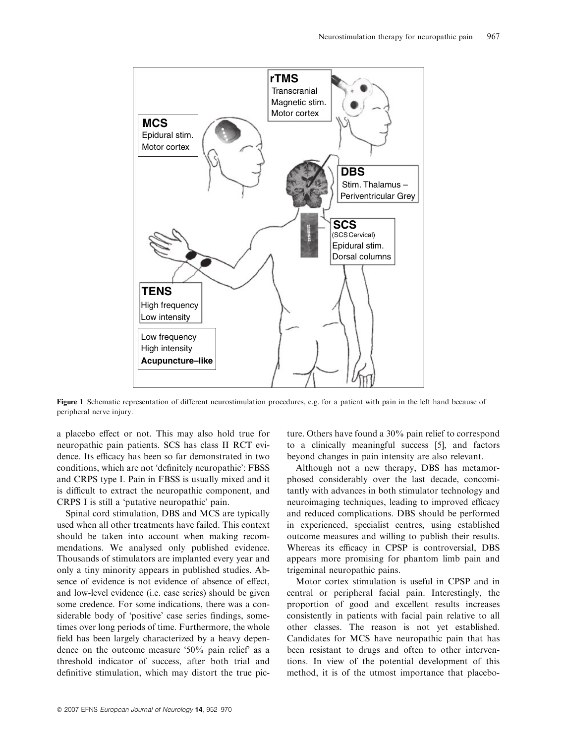MCS
Epidural stim.
Motor cortex

rTMS
Transcranial
Magnetic stim.
Motor cortex

DBS
Stim. Thalamus –
Periventricular Grey

SCS
(SCS Cervical)
Epidural stim.
Dorsal columns

TENS
High frequency
Low intensity

Low frequency
High intensity
**Acupuncture–like**

**Figure 1** Schematic representation of different neurostimulation procedures, e.g. for a patient with pain in the left hand because of peripheral nerve injury.

a placebo effect or not. This may also hold true for neuropathic pain patients. SCS has class II RCT evidence. Its efficacy has been so far demonstrated in two conditions, which are not 'definitely neuropathic': FBSS and CRPS type I. Pain in FBSS is usually mixed and it is difficult to extract the neuropathic component, and CRPS I is still a 'putative neuropathic' pain.

Spinal cord stimulation, DBS and MCS are typically used when all other treatments have failed. This context should be taken into account when making recommendations. We analysed only published evidence. Thousands of stimulators are implanted every year and only a tiny minority appears in published studies. Absence of evidence is not evidence of absence of effect, and low-level evidence (i.e. case series) should be given some credence. For some indications, there was a considerable body of 'positive' case series findings, sometimes over long periods of time. Furthermore, the whole field has been largely characterized by a heavy dependence on the outcome measure '50% pain relief' as a threshold indicator of success, after both trial and definitive stimulation, which may distort the true picture. Others have found a 30% pain relief to correspond to a clinically meaningful success [5], and factors beyond changes in pain intensity are also relevant.

Although not a new therapy, DBS has metamorphosed considerably over the last decade, concomitantly with advances in both stimulator technology and neuroimaging techniques, leading to improved efficacy and reduced complications. DBS should be performed in experienced, specialist centres, using established outcome measures and willing to publish their results. Whereas its efficacy in CPSP is controversial, DBS appears more promising for phantom limb pain and trigeminal neuropathic pains.

Motor cortex stimulation is useful in CPSP and in central or peripheral facial pain. Interestingly, the proportion of good and excellent results increases consistently in patients with facial pain relative to all other classes. The reason is not yet established. Candidates for MCS have neuropathic pain that has been resistant to drugs and often to other interventions. In view of the potential development of this method, it is of the utmost importance that placebo-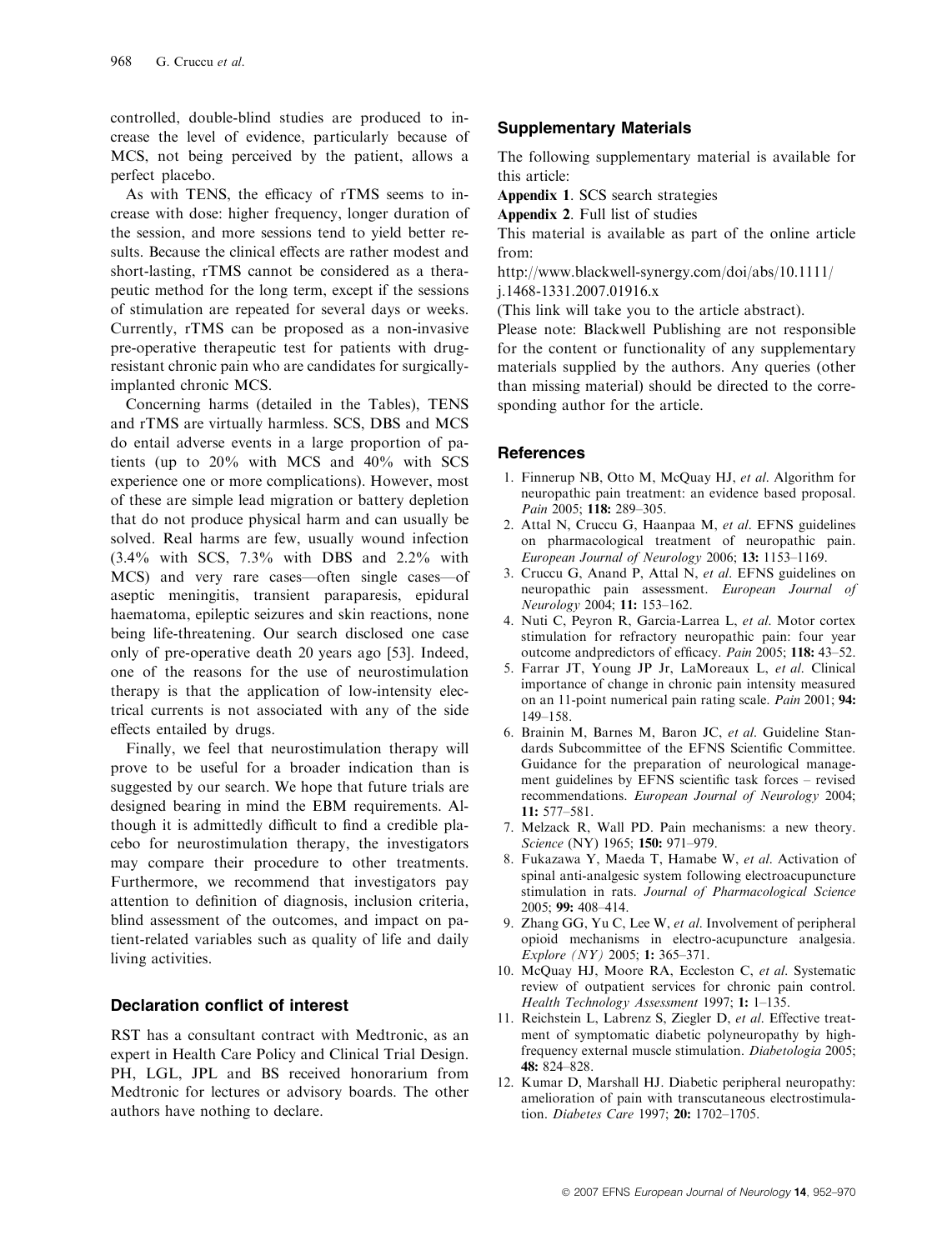controlled, double-blind studies are produced to increase the level of evidence, particularly because of MCS, not being perceived by the patient, allows a perfect placebo.

As with TENS, the efficacy of rTMS seems to increase with dose: higher frequency, longer duration of the session, and more sessions tend to yield better results. Because the clinical effects are rather modest and short-lasting, rTMS cannot be considered as a therapeutic method for the long term, except if the sessions of stimulation are repeated for several days or weeks. Currently, rTMS can be proposed as a non-invasive pre-operative therapeutic test for patients with drug-resistant chronic pain who are candidates for surgically-implanted chronic MCS.

Concerning harms (detailed in the Tables), TENS and rTMS are virtually harmless. SCS, DBS and MCS do entail adverse events in a large proportion of patients (up to 20% with MCS and 40% with SCS experience one or more complications). However, most of these are simple lead migration or battery depletion that do not produce physical harm and can usually be solved. Real harms are few, usually wound infection (3.4% with SCS, 7.3% with DBS and 2.2% with MCS) and very rare cases—often single cases—of aseptic meningitis, transient paraparesis, epidural haematoma, epileptic seizures and skin reactions, none being life-threatening. Our search disclosed one case only of pre-operative death 20 years ago [53]. Indeed, one of the reasons for the use of neurostimulation therapy is that the application of low-intensity electrical currents is not associated with any of the side effects entailed by drugs.

Finally, we feel that neurostimulation therapy will prove to be useful for a broader indication than is suggested by our search. We hope that future trials are designed bearing in mind the EBM requirements. Although it is admittedly difficult to find a credible placebo for neurostimulation therapy, the investigators may compare their procedure to other treatments. Furthermore, we recommend that investigators pay attention to definition of diagnosis, inclusion criteria, blind assessment of the outcomes, and impact on patient-related variables such as quality of life and daily living activities.

## Declaration conflict of interest

RST has a consultant contract with Medtronic, as an expert in Health Care Policy and Clinical Trial Design. PH, LGL, JPL and BS received honorarium from Medtronic for lectures or advisory boards. The other authors have nothing to declare.

## Supplementary Materials

The following supplementary material is available for this article:

**Appendix 1**. SCS search strategies

**Appendix 2**. Full list of studies

This material is available as part of the online article from:

http://www.blackwell-synergy.com/doi/abs/10.1111/j.1468-1331.2007.01916.x

(This link will take you to the article abstract).

Please note: Blackwell Publishing are not responsible for the content or functionality of any supplementary materials supplied by the authors. Any queries (other than missing material) should be directed to the corresponding author for the article.

## References

1. Finnerup NB, Otto M, McQuay HJ, *et al*. Algorithm for neuropathic pain treatment: an evidence based proposal. *Pain* 2005; **118:** 289–305.
2. Attal N, Cruccu G, Haanpaa M, *et al*. EFNS guidelines on pharmacological treatment of neuropathic pain. *European Journal of Neurology* 2006; **13:** 1153–1169.
3. Cruccu G, Anand P, Attal N, *et al*. EFNS guidelines on neuropathic pain assessment. *European Journal of Neurology* 2004; **11:** 153–162.
4. Nuti C, Peyron R, Garcia-Larrea L, *et al*. Motor cortex stimulation for refractory neuropathic pain: four year outcome andpredictors of efficacy. *Pain* 2005; **118:** 43–52.
5. Farrar JT, Young JP Jr, LaMoreaux L, *et al*. Clinical importance of change in chronic pain intensity measured on an 11-point numerical pain rating scale. *Pain* 2001; **94:** 149–158.
6. Brainin M, Barnes M, Baron JC, *et al*. Guideline Standards Subcommittee of the EFNS Scientific Committee. Guidance for the preparation of neurological management guidelines by EFNS scientific task forces – revised recommendations. *European Journal of Neurology* 2004; **11:** 577–581.
7. Melzack R, Wall PD. Pain mechanisms: a new theory. *Science* (NY) 1965; **150:** 971–979.
8. Fukazawa Y, Maeda T, Hamabe W, *et al*. Activation of spinal anti-analgesic system following electroacupuncture stimulation in rats. *Journal of Pharmacological Science* 2005; **99:** 408–414.
9. Zhang GG, Yu C, Lee W, *et al*. Involvement of peripheral opioid mechanisms in electro-acupuncture analgesia. *Explore (NY)* 2005; **1:** 365–371.
10. McQuay HJ, Moore RA, Eccleston C, *et al*. Systematic review of outpatient services for chronic pain control. *Health Technology Assessment* 1997; **1:** 1–135.
11. Reichstein L, Labrenz S, Ziegler D, *et al*. Effective treatment of symptomatic diabetic polyneuropathy by high-frequency external muscle stimulation. *Diabetologia* 2005; **48:** 824–828.
12. Kumar D, Marshall HJ. Diabetic peripheral neuropathy: amelioration of pain with transcutaneous electrostimulation. *Diabetes Care* 1997; **20:** 1702–1705.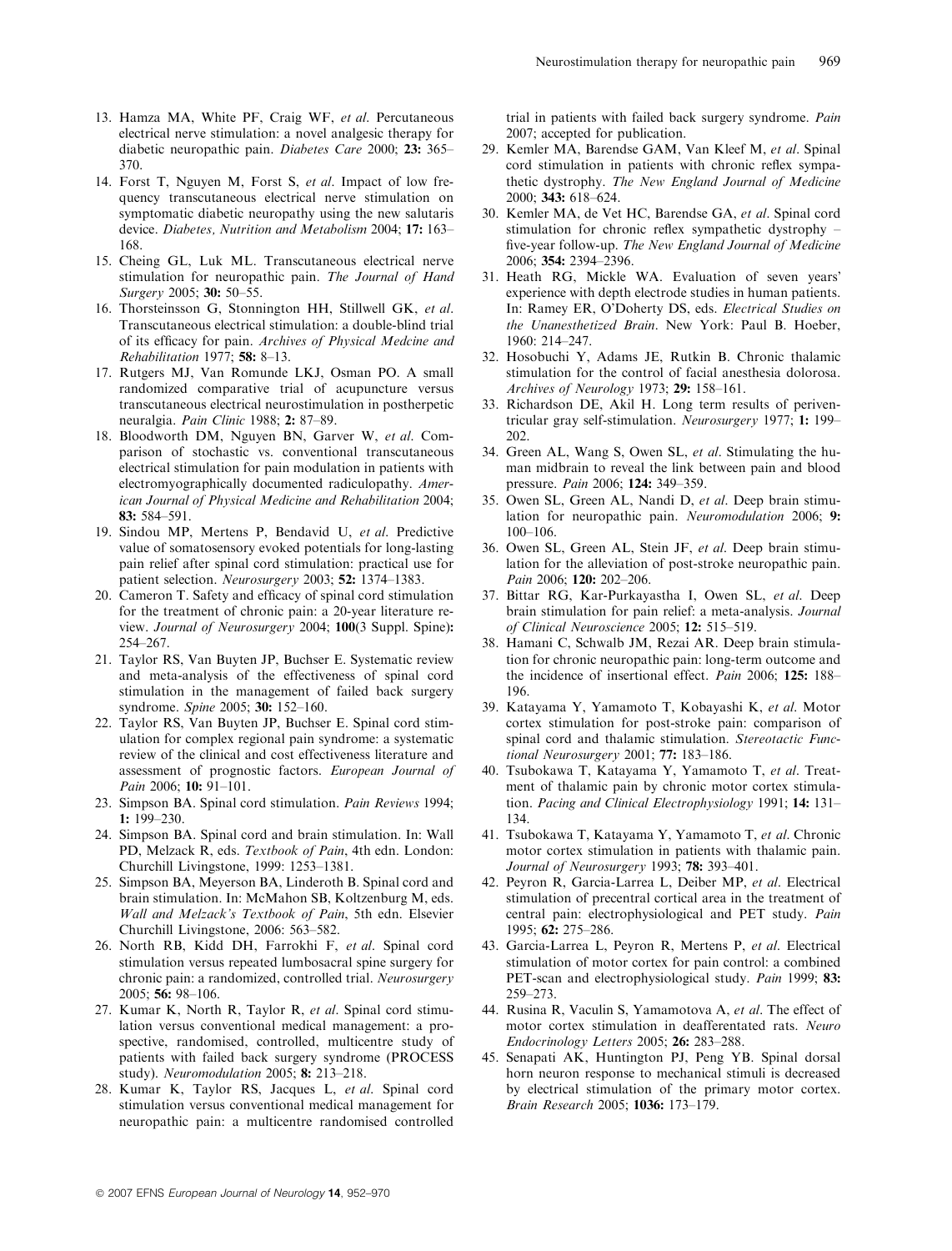13. Hamza MA, White PF, Craig WF, *et al*. Percutaneous electrical nerve stimulation: a novel analgesic therapy for diabetic neuropathic pain. *Diabetes Care* 2000; **23:** 365–370.
14. Forst T, Nguyen M, Forst S, *et al*. Impact of low frequency transcutaneous electrical nerve stimulation on symptomatic diabetic neuropathy using the new salutaris device. *Diabetes, Nutrition and Metabolism* 2004; **17:** 163–168.
15. Cheing GL, Luk ML. Transcutaneous electrical nerve stimulation for neuropathic pain. *The Journal of Hand Surgery* 2005; **30:** 50–55.
16. Thorsteinsson G, Stonnington HH, Stillwell GK, *et al*. Transcutaneous electrical stimulation: a double-blind trial of its efficacy for pain. *Archives of Physical Medcine and Rehabilitation* 1977; **58:** 8–13.
17. Rutgers MJ, Van Romunde LKJ, Osman PO. A small randomized comparative trial of acupuncture versus transcutaneous electrical neurostimulation in postherpetic neuralgia. *Pain Clinic* 1988; **2:** 87–89.
18. Bloodworth DM, Nguyen BN, Garver W, *et al*. Comparison of stochastic vs. conventional transcutaneous electrical stimulation for pain modulation in patients with electromyographically documented radiculopathy. *American Journal of Physical Medicine and Rehabilitation* 2004; **83:** 584–591.
19. Sindou MP, Mertens P, Bendavid U, *et al*. Predictive value of somatosensory evoked potentials for long-lasting pain relief after spinal cord stimulation: practical use for patient selection. *Neurosurgery* 2003; **52:** 1374–1383.
20. Cameron T. Safety and efficacy of spinal cord stimulation for the treatment of chronic pain: a 20-year literature review. *Journal of Neurosurgery* 2004; **100**(3 Suppl. Spine)**:** 254–267.
21. Taylor RS, Van Buyten JP, Buchser E. Systematic review and meta-analysis of the effectiveness of spinal cord stimulation in the management of failed back surgery syndrome. *Spine* 2005; **30:** 152–160.
22. Taylor RS, Van Buyten JP, Buchser E. Spinal cord stimulation for complex regional pain syndrome: a systematic review of the clinical and cost effectiveness literature and assessment of prognostic factors. *European Journal of Pain* 2006; **10:** 91–101.
23. Simpson BA. Spinal cord stimulation. *Pain Reviews* 1994; **1:** 199–230.
24. Simpson BA. Spinal cord and brain stimulation. In: Wall PD, Melzack R, eds. *Textbook of Pain*, 4th edn. London: Churchill Livingstone, 1999: 1253–1381.
25. Simpson BA, Meyerson BA, Linderoth B. Spinal cord and brain stimulation. In: McMahon SB, Koltzenburg M, eds. *Wall and Melzack's Textbook of Pain*, 5th edn. Elsevier Churchill Livingstone, 2006: 563–582.
26. North RB, Kidd DH, Farrokhi F, *et al*. Spinal cord stimulation versus repeated lumbosacral spine surgery for chronic pain: a randomized, controlled trial. *Neurosurgery* 2005; **56:** 98–106.
27. Kumar K, North R, Taylor R, *et al*. Spinal cord stimulation versus conventional medical management: a prospective, randomised, controlled, multicentre study of patients with failed back surgery syndrome (PROCESS study). *Neuromodulation* 2005; **8:** 213–218.
28. Kumar K, Taylor RS, Jacques L, *et al*. Spinal cord stimulation versus conventional medical management for neuropathic pain: a multicentre randomised controlled trial in patients with failed back surgery syndrome. *Pain* 2007; accepted for publication.
29. Kemler MA, Barendse GAM, Van Kleef M, *et al*. Spinal cord stimulation in patients with chronic reflex sympathetic dystrophy. *The New England Journal of Medicine* 2000; **343:** 618–624.
30. Kemler MA, de Vet HC, Barendse GA, *et al*. Spinal cord stimulation for chronic reflex sympathetic dystrophy – five-year follow-up. *The New England Journal of Medicine* 2006; **354:** 2394–2396.
31. Heath RG, Mickle WA. Evaluation of seven years' experience with depth electrode studies in human patients. In: Ramey ER, O'Doherty DS, eds. *Electrical Studies on the Unanesthetized Brain*. New York: Paul B. Hoeber, 1960: 214–247.
32. Hosobuchi Y, Adams JE, Rutkin B. Chronic thalamic stimulation for the control of facial anesthesia dolorosa. *Archives of Neurology* 1973; **29:** 158–161.
33. Richardson DE, Akil H. Long term results of periventricular gray self-stimulation. *Neurosurgery* 1977; **1:** 199–202.
34. Green AL, Wang S, Owen SL, *et al*. Stimulating the human midbrain to reveal the link between pain and blood pressure. *Pain* 2006; **124:** 349–359.
35. Owen SL, Green AL, Nandi D, *et al*. Deep brain stimulation for neuropathic pain. *Neuromodulation* 2006; **9:** 100–106.
36. Owen SL, Green AL, Stein JF, *et al*. Deep brain stimulation for the alleviation of post-stroke neuropathic pain. *Pain* 2006; **120:** 202–206.
37. Bittar RG, Kar-Purkayastha I, Owen SL, *et al*. Deep brain stimulation for pain relief: a meta-analysis. *Journal of Clinical Neuroscience* 2005; **12:** 515–519.
38. Hamani C, Schwalb JM, Rezai AR. Deep brain stimulation for chronic neuropathic pain: long-term outcome and the incidence of insertional effect. *Pain* 2006; **125:** 188–196.
39. Katayama Y, Yamamoto T, Kobayashi K, *et al*. Motor cortex stimulation for post-stroke pain: comparison of spinal cord and thalamic stimulation. *Stereotactic Functional Neurosurgery* 2001; **77:** 183–186.
40. Tsubokawa T, Katayama Y, Yamamoto T, *et al*. Treatment of thalamic pain by chronic motor cortex stimulation. *Pacing and Clinical Electrophysiology* 1991; **14:** 131–134.
41. Tsubokawa T, Katayama Y, Yamamoto T, *et al*. Chronic motor cortex stimulation in patients with thalamic pain. *Journal of Neurosurgery* 1993; **78:** 393–401.
42. Peyron R, Garcia-Larrea L, Deiber MP, *et al*. Electrical stimulation of precentral cortical area in the treatment of central pain: electrophysiological and PET study. *Pain* 1995; **62:** 275–286.
43. Garcia-Larrea L, Peyron R, Mertens P, *et al*. Electrical stimulation of motor cortex for pain control: a combined PET-scan and electrophysiological study. *Pain* 1999; **83:** 259–273.
44. Rusina R, Vaculin S, Yamamotova A, *et al*. The effect of motor cortex stimulation in deafferentated rats. *Neuro Endocrinology Letters* 2005; **26:** 283–288.
45. Senapati AK, Huntington PJ, Peng YB. Spinal dorsal horn neuron response to mechanical stimuli is decreased by electrical stimulation of the primary motor cortex. *Brain Research* 2005; **1036:** 173–179.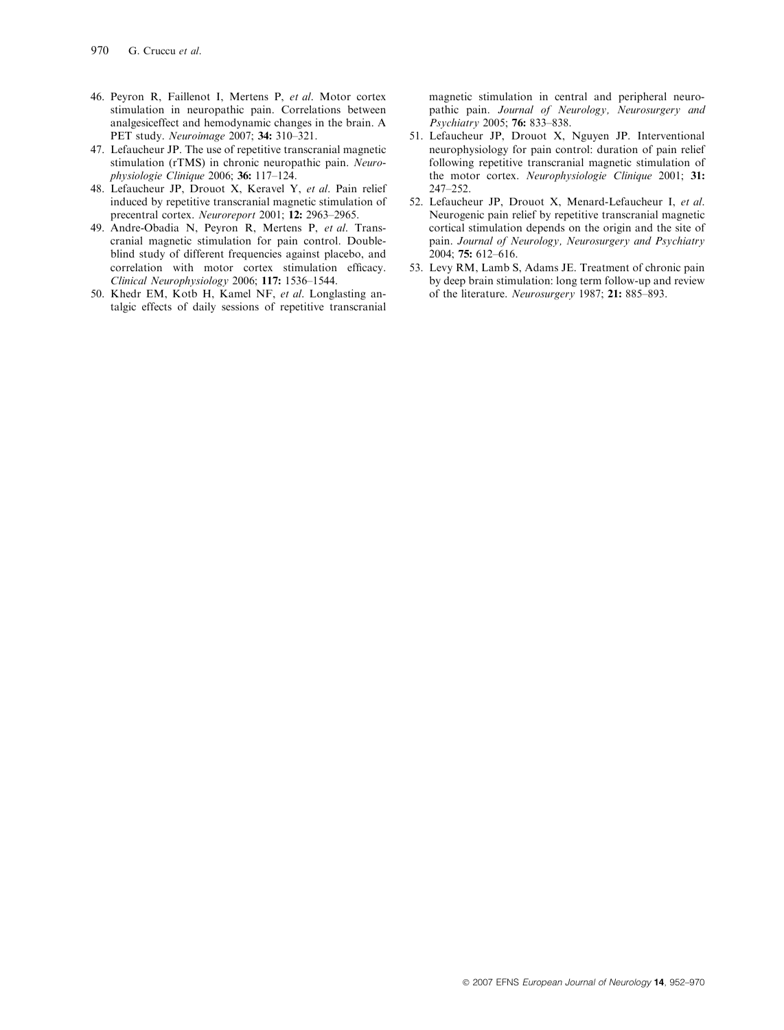46. Peyron R, Faillenot I, Mertens P, *et al*. Motor cortex stimulation in neuropathic pain. Correlations between analgesiceffect and hemodynamic changes in the brain. A PET study. *Neuroimage* 2007; **34:** 310–321.
47. Lefaucheur JP. The use of repetitive transcranial magnetic stimulation (rTMS) in chronic neuropathic pain. *Neurophysiologie Clinique* 2006; **36:** 117–124.
48. Lefaucheur JP, Drouot X, Keravel Y, *et al*. Pain relief induced by repetitive transcranial magnetic stimulation of precentral cortex. *Neuroreport* 2001; **12:** 2963–2965.
49. Andre-Obadia N, Peyron R, Mertens P, *et al*. Transcranial magnetic stimulation for pain control. Double-blind study of different frequencies against placebo, and correlation with motor cortex stimulation efficacy. *Clinical Neurophysiology* 2006; **117:** 1536–1544.
50. Khedr EM, Kotb H, Kamel NF, *et al*. Longlasting antalgic effects of daily sessions of repetitive transcranial magnetic stimulation in central and peripheral neuropathic pain. *Journal of Neurology, Neurosurgery and Psychiatry* 2005; **76:** 833–838.
51. Lefaucheur JP, Drouot X, Nguyen JP. Interventional neurophysiology for pain control: duration of pain relief following repetitive transcranial magnetic stimulation of the motor cortex. *Neurophysiologie Clinique* 2001; **31:** 247–252.
52. Lefaucheur JP, Drouot X, Menard-Lefaucheur I, *et al*. Neurogenic pain relief by repetitive transcranial magnetic cortical stimulation depends on the origin and the site of pain. *Journal of Neurology, Neurosurgery and Psychiatry* 2004; **75:** 612–616.
53. Levy RM, Lamb S, Adams JE. Treatment of chronic pain by deep brain stimulation: long term follow-up and review of the literature. *Neurosurgery* 1987; **21:** 885–893.